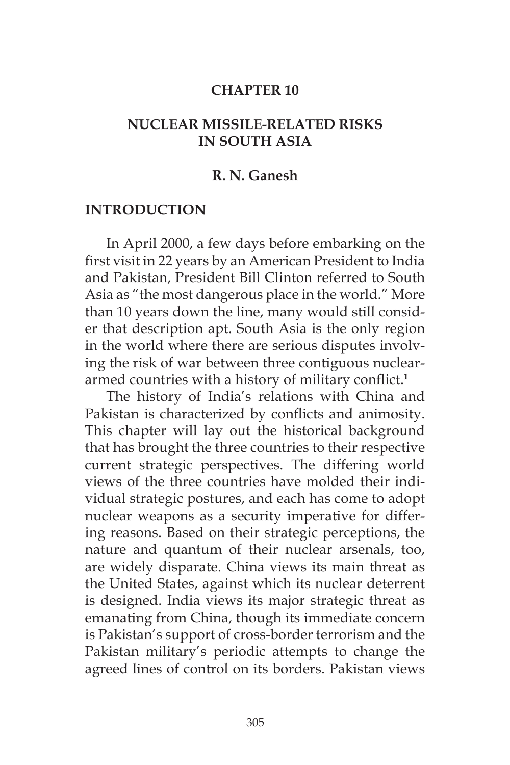# CHAPTER 10

## NUCLEAR MISSILE-RELATED RISKS IN SOUTH ASIA

**R. N. Ganesh**

## INTRODUCTION

In April 2000, a few days before embarking on the first visit in 22 years by an American President to India and Pakistan, President Bill Clinton referred to South Asia as "the most dangerous place in the world." More than 10 years down the line, many would still consider that description apt. South Asia is the only region in the world where there are serious disputes involving the risk of war between three contiguous nuclear-armed countries with a history of military conflict.[1]

The history of India's relations with China and Pakistan is characterized by conflicts and animosity. This chapter will lay out the historical background that has brought the three countries to their respective current strategic perspectives. The differing world views of the three countries have molded their individual strategic postures, and each has come to adopt nuclear weapons as a security imperative for differing reasons. Based on their strategic perceptions, the nature and quantum of their nuclear arsenals, too, are widely disparate. China views its main threat as the United States, against which its nuclear deterrent is designed. India views its major strategic threat as emanating from China, though its immediate concern is Pakistan's support of cross-border terrorism and the Pakistan military's periodic attempts to change the agreed lines of control on its borders. Pakistan views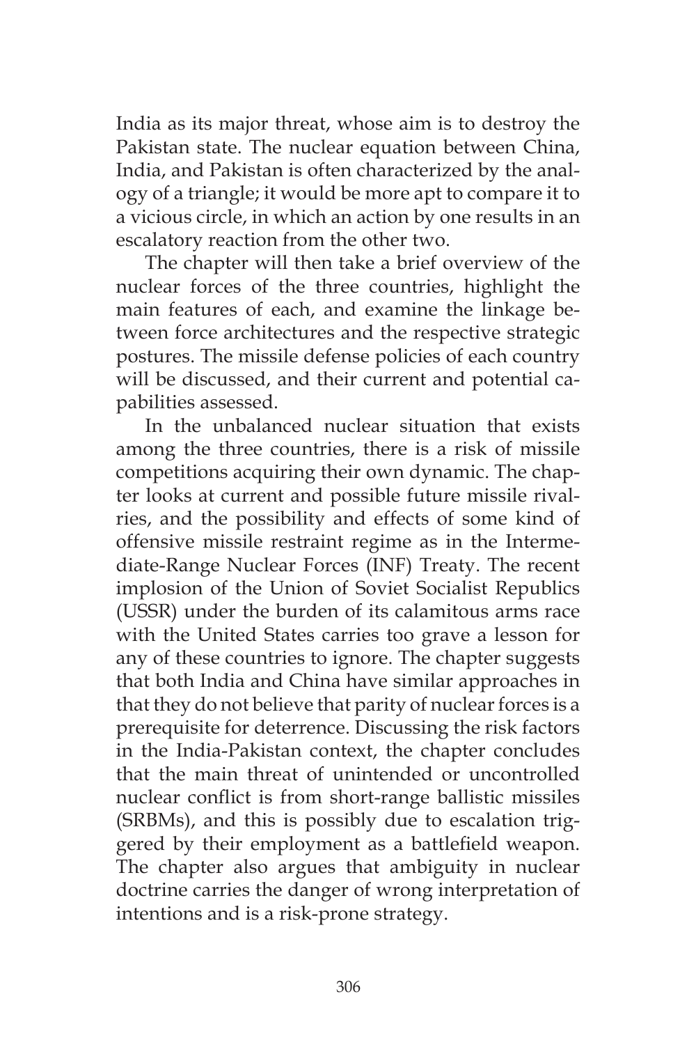India as its major threat, whose aim is to destroy the Pakistan state. The nuclear equation between China, India, and Pakistan is often characterized by the analogy of a triangle; it would be more apt to compare it to a vicious circle, in which an action by one results in an escalatory reaction from the other two.

The chapter will then take a brief overview of the nuclear forces of the three countries, highlight the main features of each, and examine the linkage between force architectures and the respective strategic postures. The missile defense policies of each country will be discussed, and their current and potential capabilities assessed.

In the unbalanced nuclear situation that exists among the three countries, there is a risk of missile competitions acquiring their own dynamic. The chapter looks at current and possible future missile rivalries, and the possibility and effects of some kind of offensive missile restraint regime as in the Intermediate-Range Nuclear Forces (INF) Treaty. The recent implosion of the Union of Soviet Socialist Republics (USSR) under the burden of its calamitous arms race with the United States carries too grave a lesson for any of these countries to ignore. The chapter suggests that both India and China have similar approaches in that they do not believe that parity of nuclear forces is a prerequisite for deterrence. Discussing the risk factors in the India-Pakistan context, the chapter concludes that the main threat of unintended or uncontrolled nuclear conflict is from short-range ballistic missiles (SRBMs), and this is possibly due to escalation triggered by their employment as a battlefield weapon. The chapter also argues that ambiguity in nuclear doctrine carries the danger of wrong interpretation of intentions and is a risk-prone strategy.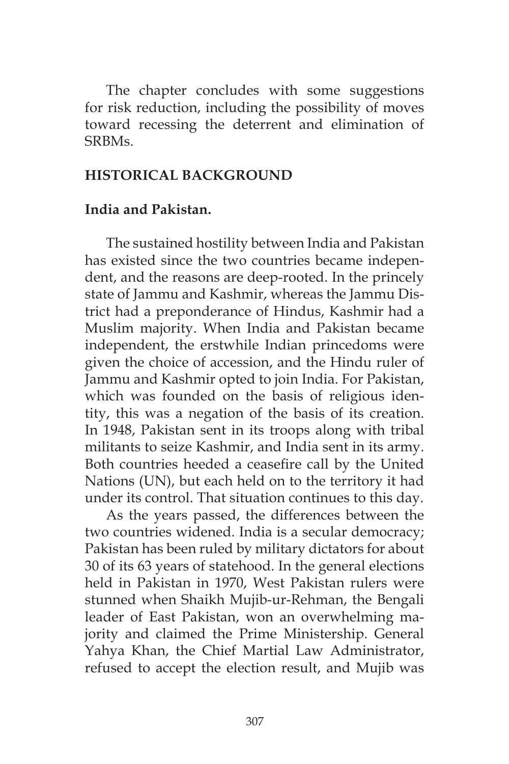The chapter concludes with some suggestions for risk reduction, including the possibility of moves toward recessing the deterrent and elimination of SRBMs.

## HISTORICAL BACKGROUND

### India and Pakistan.

The sustained hostility between India and Pakistan has existed since the two countries became independent, and the reasons are deep-rooted. In the princely state of Jammu and Kashmir, whereas the Jammu District had a preponderance of Hindus, Kashmir had a Muslim majority. When India and Pakistan became independent, the erstwhile Indian princedoms were given the choice of accession, and the Hindu ruler of Jammu and Kashmir opted to join India. For Pakistan, which was founded on the basis of religious identity, this was a negation of the basis of its creation. In 1948, Pakistan sent in its troops along with tribal militants to seize Kashmir, and India sent in its army. Both countries heeded a ceasefire call by the United Nations (UN), but each held on to the territory it had under its control. That situation continues to this day.

As the years passed, the differences between the two countries widened. India is a secular democracy; Pakistan has been ruled by military dictators for about 30 of its 63 years of statehood. In the general elections held in Pakistan in 1970, West Pakistan rulers were stunned when Shaikh Mujib-ur-Rehman, the Bengali leader of East Pakistan, won an overwhelming majority and claimed the Prime Ministership. General Yahya Khan, the Chief Martial Law Administrator, refused to accept the election result, and Mujib was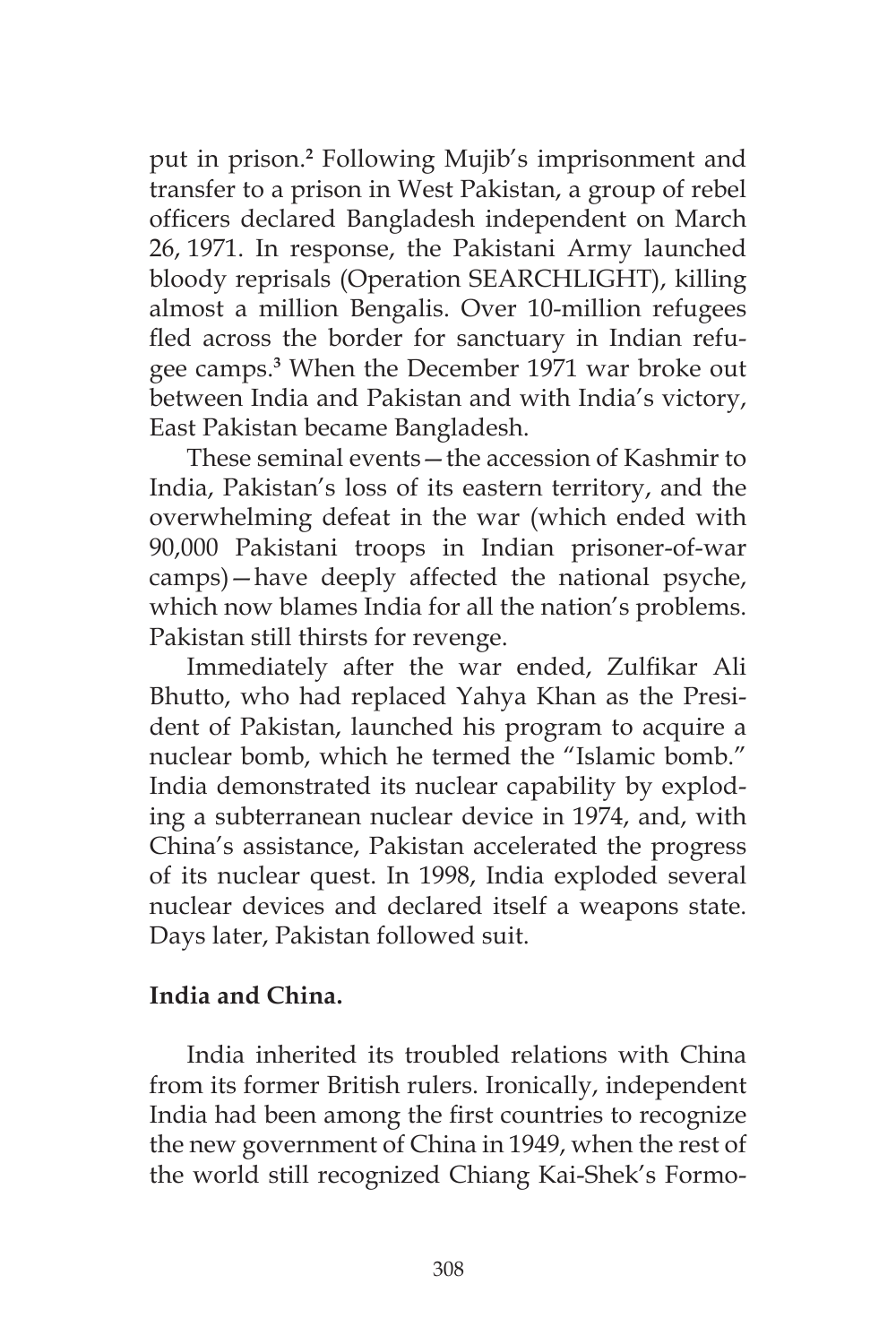put in prison.[2] Following Mujib's imprisonment and transfer to a prison in West Pakistan, a group of rebel officers declared Bangladesh independent on March 26, 1971. In response, the Pakistani Army launched bloody reprisals (Operation SEARCHLIGHT), killing almost a million Bengalis. Over 10-million refugees fled across the border for sanctuary in Indian refugee camps.[3] When the December 1971 war broke out between India and Pakistan and with India's victory, East Pakistan became Bangladesh.

These seminal events—the accession of Kashmir to India, Pakistan's loss of its eastern territory, and the overwhelming defeat in the war (which ended with 90,000 Pakistani troops in Indian prisoner-of-war camps)—have deeply affected the national psyche, which now blames India for all the nation's problems. Pakistan still thirsts for revenge.

Immediately after the war ended, Zulfikar Ali Bhutto, who had replaced Yahya Khan as the President of Pakistan, launched his program to acquire a nuclear bomb, which he termed the "Islamic bomb." India demonstrated its nuclear capability by exploding a subterranean nuclear device in 1974, and, with China's assistance, Pakistan accelerated the progress of its nuclear quest. In 1998, India exploded several nuclear devices and declared itself a weapons state. Days later, Pakistan followed suit.

**India and China.**

India inherited its troubled relations with China from its former British rulers. Ironically, independent India had been among the first countries to recognize the new government of China in 1949, when the rest of the world still recognized Chiang Kai-Shek's Formo-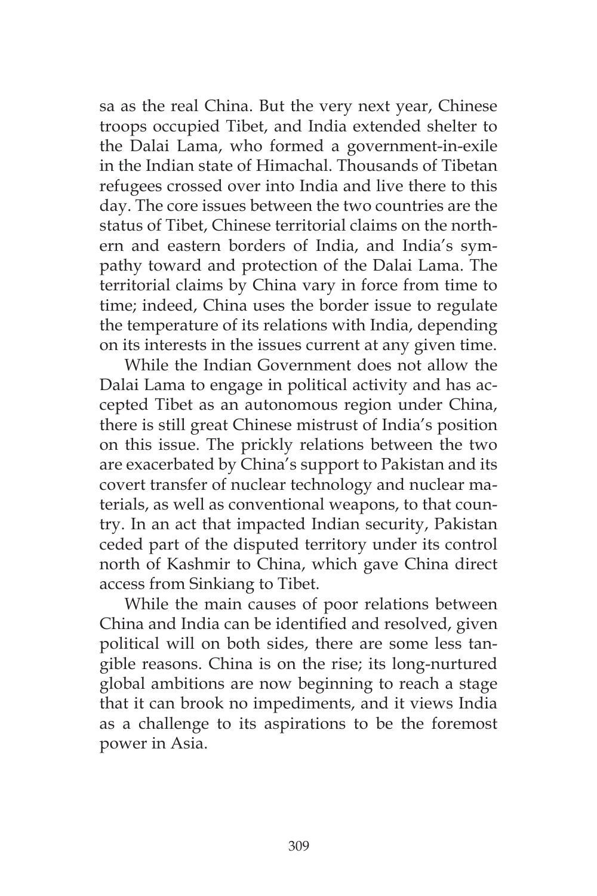sa as the real China. But the very next year, Chinese troops occupied Tibet, and India extended shelter to the Dalai Lama, who formed a government-in-exile in the Indian state of Himachal. Thousands of Tibetan refugees crossed over into India and live there to this day. The core issues between the two countries are the status of Tibet, Chinese territorial claims on the northern and eastern borders of India, and India's sympathy toward and protection of the Dalai Lama. The territorial claims by China vary in force from time to time; indeed, China uses the border issue to regulate the temperature of its relations with India, depending on its interests in the issues current at any given time.

While the Indian Government does not allow the Dalai Lama to engage in political activity and has accepted Tibet as an autonomous region under China, there is still great Chinese mistrust of India's position on this issue. The prickly relations between the two are exacerbated by China's support to Pakistan and its covert transfer of nuclear technology and nuclear materials, as well as conventional weapons, to that country. In an act that impacted Indian security, Pakistan ceded part of the disputed territory under its control north of Kashmir to China, which gave China direct access from Sinkiang to Tibet.

While the main causes of poor relations between China and India can be identified and resolved, given political will on both sides, there are some less tangible reasons. China is on the rise; its long-nurtured global ambitions are now beginning to reach a stage that it can brook no impediments, and it views India as a challenge to its aspirations to be the foremost power in Asia.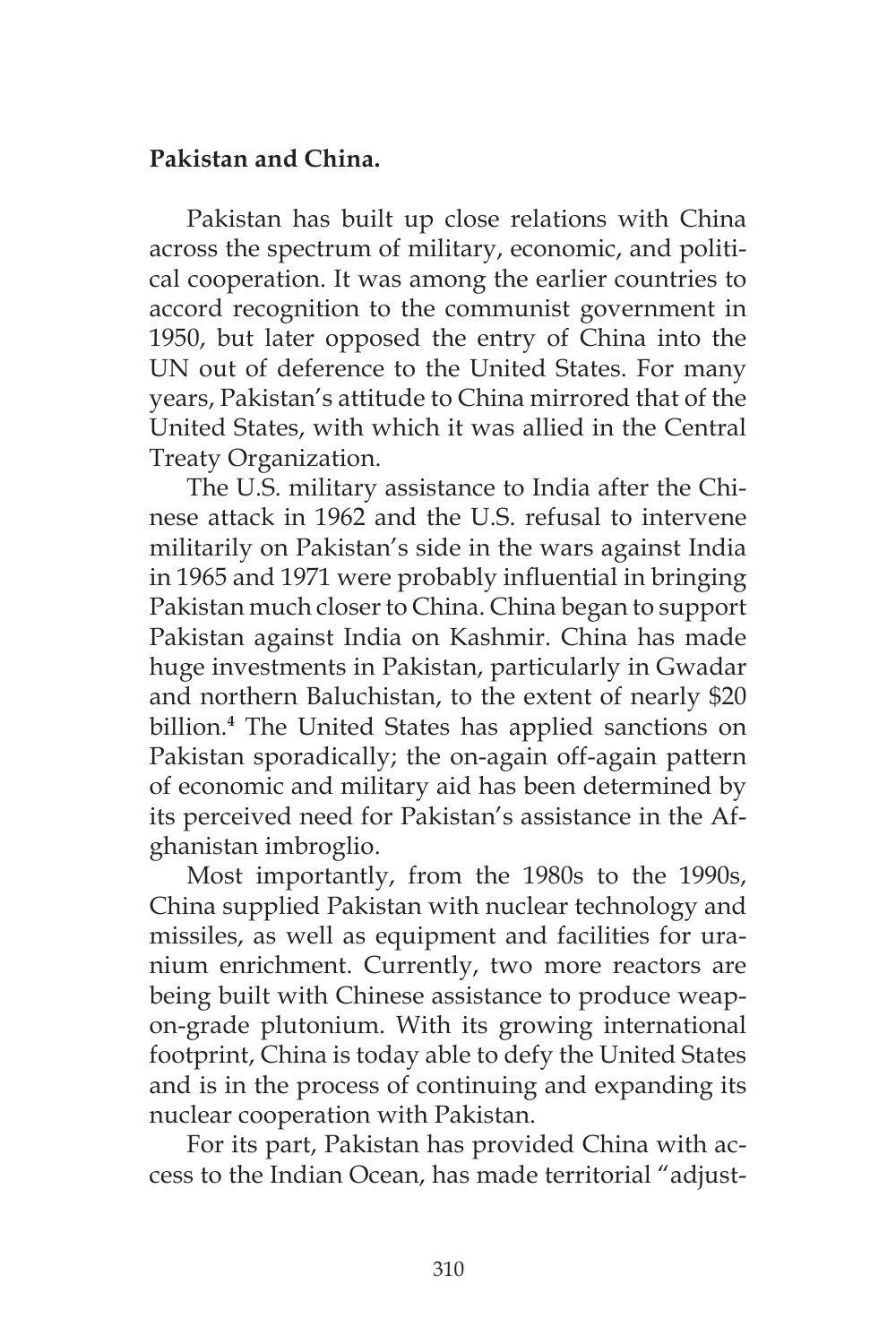**Pakistan and China.**

Pakistan has built up close relations with China across the spectrum of military, economic, and political cooperation. It was among the earlier countries to accord recognition to the communist government in 1950, but later opposed the entry of China into the UN out of deference to the United States. For many years, Pakistan's attitude to China mirrored that of the United States, with which it was allied in the Central Treaty Organization.

The U.S. military assistance to India after the Chinese attack in 1962 and the U.S. refusal to intervene militarily on Pakistan's side in the wars against India in 1965 and 1971 were probably influential in bringing Pakistan much closer to China. China began to support Pakistan against India on Kashmir. China has made huge investments in Pakistan, particularly in Gwadar and northern Baluchistan, to the extent of nearly $20 billion.[4] The United States has applied sanctions on Pakistan sporadically; the on-again off-again pattern of economic and military aid has been determined by its perceived need for Pakistan's assistance in the Afghanistan imbroglio.

Most importantly, from the 1980s to the 1990s, China supplied Pakistan with nuclear technology and missiles, as well as equipment and facilities for uranium enrichment. Currently, two more reactors are being built with Chinese assistance to produce weapon-grade plutonium. With its growing international footprint, China is today able to defy the United States and is in the process of continuing and expanding its nuclear cooperation with Pakistan.

For its part, Pakistan has provided China with access to the Indian Ocean, has made territorial "adjust-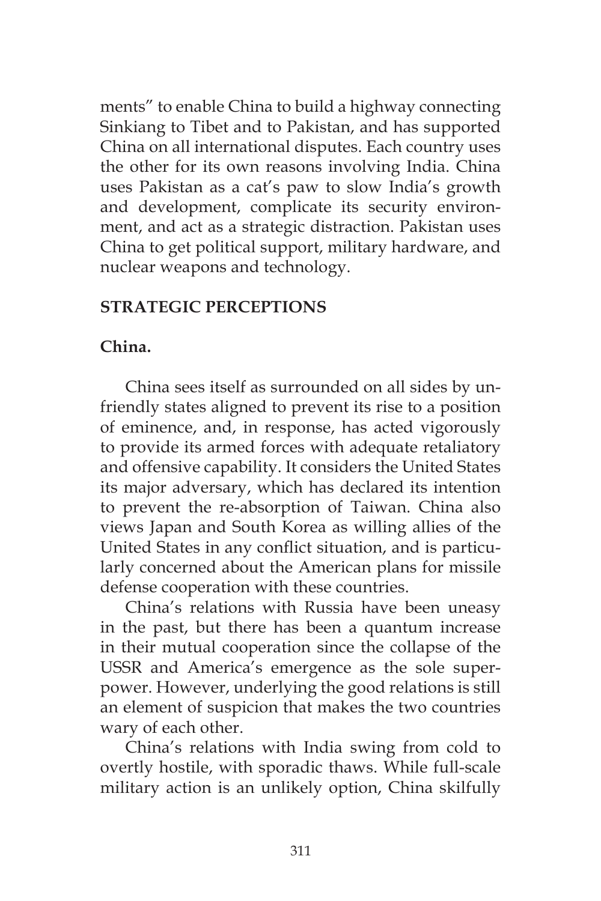ments" to enable China to build a highway connecting Sinkiang to Tibet and to Pakistan, and has supported China on all international disputes. Each country uses the other for its own reasons involving India. China uses Pakistan as a cat's paw to slow India's growth and development, complicate its security environment, and act as a strategic distraction. Pakistan uses China to get political support, military hardware, and nuclear weapons and technology.

## STRATEGIC PERCEPTIONS

### China.

China sees itself as surrounded on all sides by unfriendly states aligned to prevent its rise to a position of eminence, and, in response, has acted vigorously to provide its armed forces with adequate retaliatory and offensive capability. It considers the United States its major adversary, which has declared its intention to prevent the re-absorption of Taiwan. China also views Japan and South Korea as willing allies of the United States in any conflict situation, and is particularly concerned about the American plans for missile defense cooperation with these countries.

China's relations with Russia have been uneasy in the past, but there has been a quantum increase in their mutual cooperation since the collapse of the USSR and America's emergence as the sole superpower. However, underlying the good relations is still an element of suspicion that makes the two countries wary of each other.

China's relations with India swing from cold to overtly hostile, with sporadic thaws. While full-scale military action is an unlikely option, China skilfully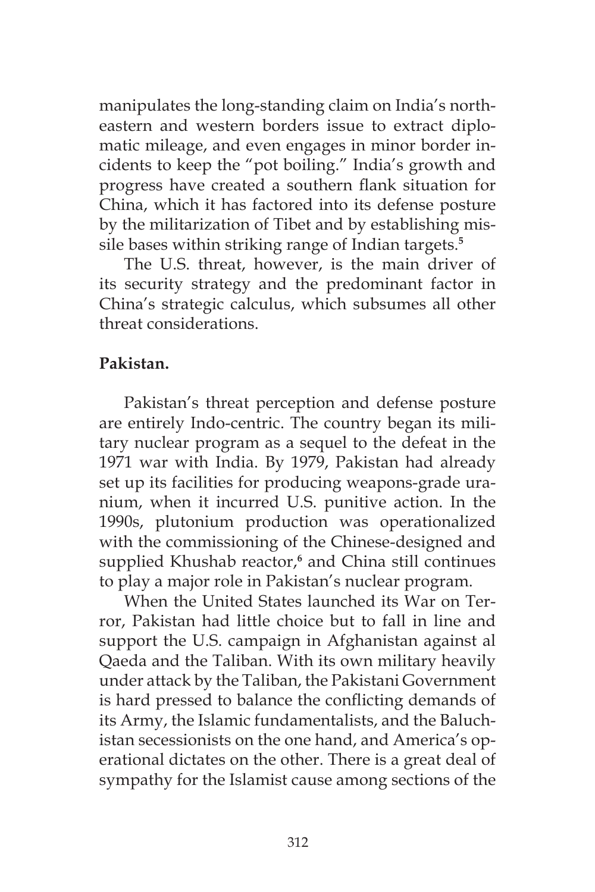manipulates the long-standing claim on India's northeastern and western borders issue to extract diplomatic mileage, and even engages in minor border incidents to keep the "pot boiling." India's growth and progress have created a southern flank situation for China, which it has factored into its defense posture by the militarization of Tibet and by establishing missile bases within striking range of Indian targets.[5]

The U.S. threat, however, is the main driver of its security strategy and the predominant factor in China's strategic calculus, which subsumes all other threat considerations.

**Pakistan.**

Pakistan's threat perception and defense posture are entirely Indo-centric. The country began its military nuclear program as a sequel to the defeat in the 1971 war with India. By 1979, Pakistan had already set up its facilities for producing weapons-grade uranium, when it incurred U.S. punitive action. In the 1990s, plutonium production was operationalized with the commissioning of the Chinese-designed and supplied Khushab reactor,[6] and China still continues to play a major role in Pakistan's nuclear program.

When the United States launched its War on Terror, Pakistan had little choice but to fall in line and support the U.S. campaign in Afghanistan against al Qaeda and the Taliban. With its own military heavily under attack by the Taliban, the Pakistani Government is hard pressed to balance the conflicting demands of its Army, the Islamic fundamentalists, and the Baluchistan secessionists on the one hand, and America's operational dictates on the other. There is a great deal of sympathy for the Islamist cause among sections of the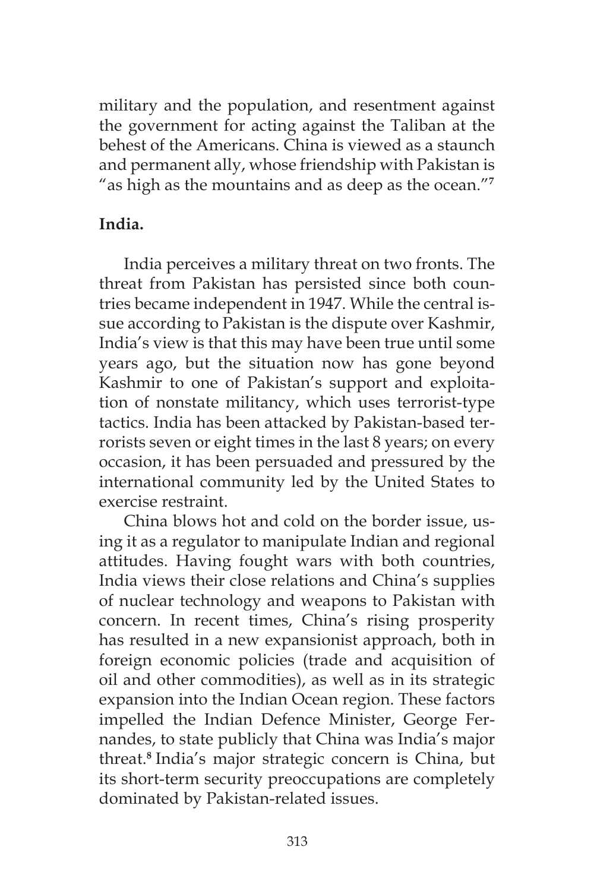military and the population, and resentment against the government for acting against the Taliban at the behest of the Americans. China is viewed as a staunch and permanent ally, whose friendship with Pakistan is "as high as the mountains and as deep as the ocean."[7]

**India.**

India perceives a military threat on two fronts. The threat from Pakistan has persisted since both countries became independent in 1947. While the central issue according to Pakistan is the dispute over Kashmir, India's view is that this may have been true until some years ago, but the situation now has gone beyond Kashmir to one of Pakistan's support and exploitation of nonstate militancy, which uses terrorist-type tactics. India has been attacked by Pakistan-based terrorists seven or eight times in the last 8 years; on every occasion, it has been persuaded and pressured by the international community led by the United States to exercise restraint.

China blows hot and cold on the border issue, using it as a regulator to manipulate Indian and regional attitudes. Having fought wars with both countries, India views their close relations and China's supplies of nuclear technology and weapons to Pakistan with concern. In recent times, China's rising prosperity has resulted in a new expansionist approach, both in foreign economic policies (trade and acquisition of oil and other commodities), as well as in its strategic expansion into the Indian Ocean region. These factors impelled the Indian Defence Minister, George Fernandes, to state publicly that China was India's major threat.[8] India's major strategic concern is China, but its short-term security preoccupations are completely dominated by Pakistan-related issues.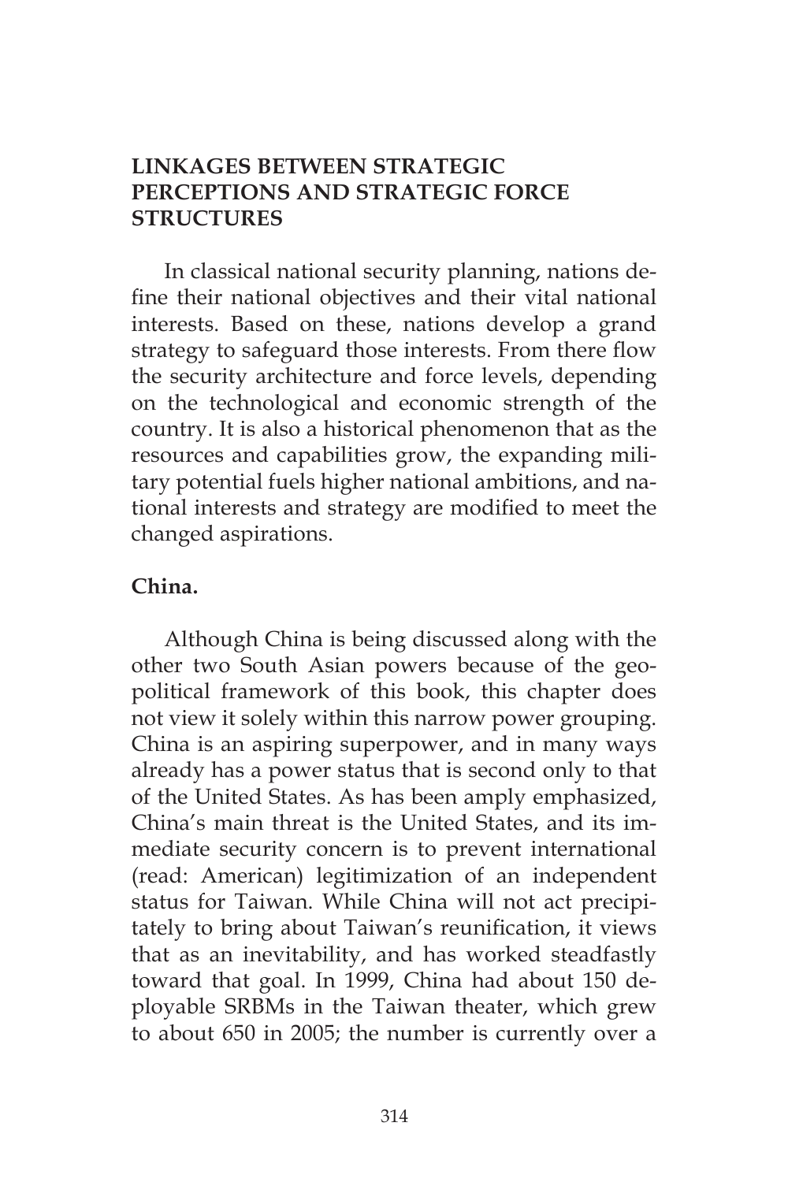## LINKAGES BETWEEN STRATEGIC PERCEPTIONS AND STRATEGIC FORCE STRUCTURES

In classical national security planning, nations define their national objectives and their vital national interests. Based on these, nations develop a grand strategy to safeguard those interests. From there flow the security architecture and force levels, depending on the technological and economic strength of the country. It is also a historical phenomenon that as the resources and capabilities grow, the expanding military potential fuels higher national ambitions, and national interests and strategy are modified to meet the changed aspirations.

### China.

Although China is being discussed along with the other two South Asian powers because of the geopolitical framework of this book, this chapter does not view it solely within this narrow power grouping. China is an aspiring superpower, and in many ways already has a power status that is second only to that of the United States. As has been amply emphasized, China's main threat is the United States, and its immediate security concern is to prevent international (read: American) legitimization of an independent status for Taiwan. While China will not act precipitately to bring about Taiwan's reunification, it views that as an inevitability, and has worked steadfastly toward that goal. In 1999, China had about 150 deployable SRBMs in the Taiwan theater, which grew to about 650 in 2005; the number is currently over a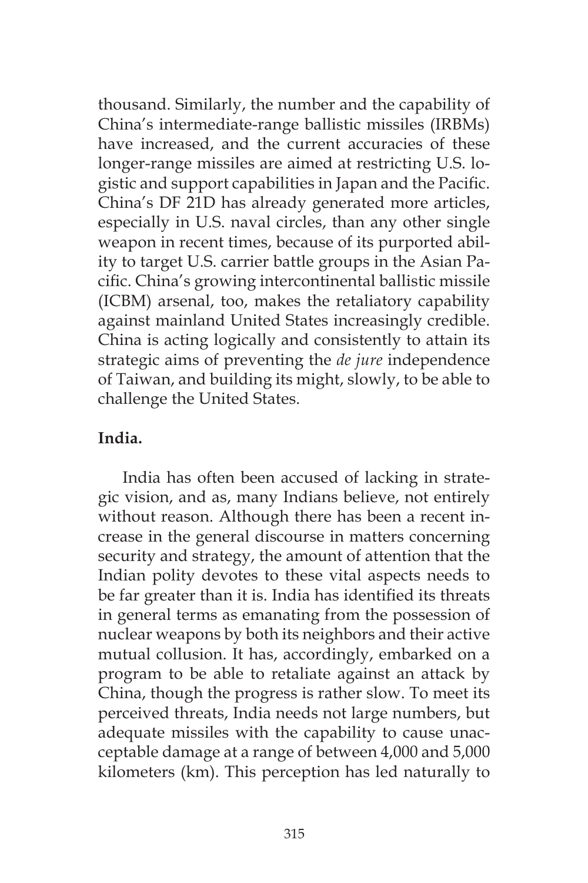thousand. Similarly, the number and the capability of China's intermediate-range ballistic missiles (IRBMs) have increased, and the current accuracies of these longer-range missiles are aimed at restricting U.S. logistic and support capabilities in Japan and the Pacific. China's DF 21D has already generated more articles, especially in U.S. naval circles, than any other single weapon in recent times, because of its purported ability to target U.S. carrier battle groups in the Asian Pacific. China's growing intercontinental ballistic missile (ICBM) arsenal, too, makes the retaliatory capability against mainland United States increasingly credible. China is acting logically and consistently to attain its strategic aims of preventing the *de jure* independence of Taiwan, and building its might, slowly, to be able to challenge the United States.

**India.**

India has often been accused of lacking in strategic vision, and as, many Indians believe, not entirely without reason. Although there has been a recent increase in the general discourse in matters concerning security and strategy, the amount of attention that the Indian polity devotes to these vital aspects needs to be far greater than it is. India has identified its threats in general terms as emanating from the possession of nuclear weapons by both its neighbors and their active mutual collusion. It has, accordingly, embarked on a program to be able to retaliate against an attack by China, though the progress is rather slow. To meet its perceived threats, India needs not large numbers, but adequate missiles with the capability to cause unacceptable damage at a range of between 4,000 and 5,000 kilometers (km). This perception has led naturally to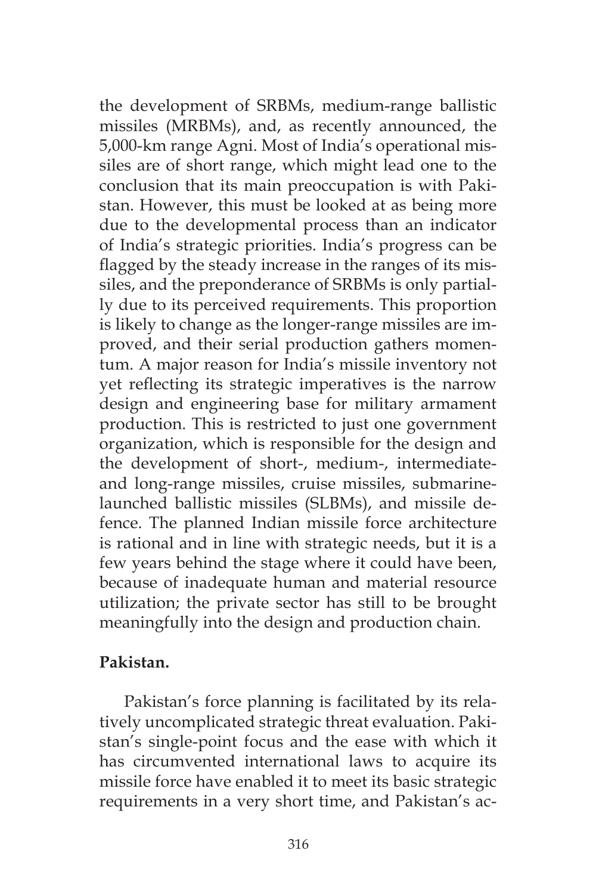the development of SRBMs, medium-range ballistic missiles (MRBMs), and, as recently announced, the 5,000-km range Agni. Most of India's operational missiles are of short range, which might lead one to the conclusion that its main preoccupation is with Pakistan. However, this must be looked at as being more due to the developmental process than an indicator of India's strategic priorities. India's progress can be flagged by the steady increase in the ranges of its missiles, and the preponderance of SRBMs is only partially due to its perceived requirements. This proportion is likely to change as the longer-range missiles are improved, and their serial production gathers momentum. A major reason for India's missile inventory not yet reflecting its strategic imperatives is the narrow design and engineering base for military armament production. This is restricted to just one government organization, which is responsible for the design and the development of short-, medium-, intermediate- and long-range missiles, cruise missiles, submarine-launched ballistic missiles (SLBMs), and missile defence. The planned Indian missile force architecture is rational and in line with strategic needs, but it is a few years behind the stage where it could have been, because of inadequate human and material resource utilization; the private sector has still to be brought meaningfully into the design and production chain.

**Pakistan.**

Pakistan's force planning is facilitated by its relatively uncomplicated strategic threat evaluation. Pakistan's single-point focus and the ease with which it has circumvented international laws to acquire its missile force have enabled it to meet its basic strategic requirements in a very short time, and Pakistan's ac-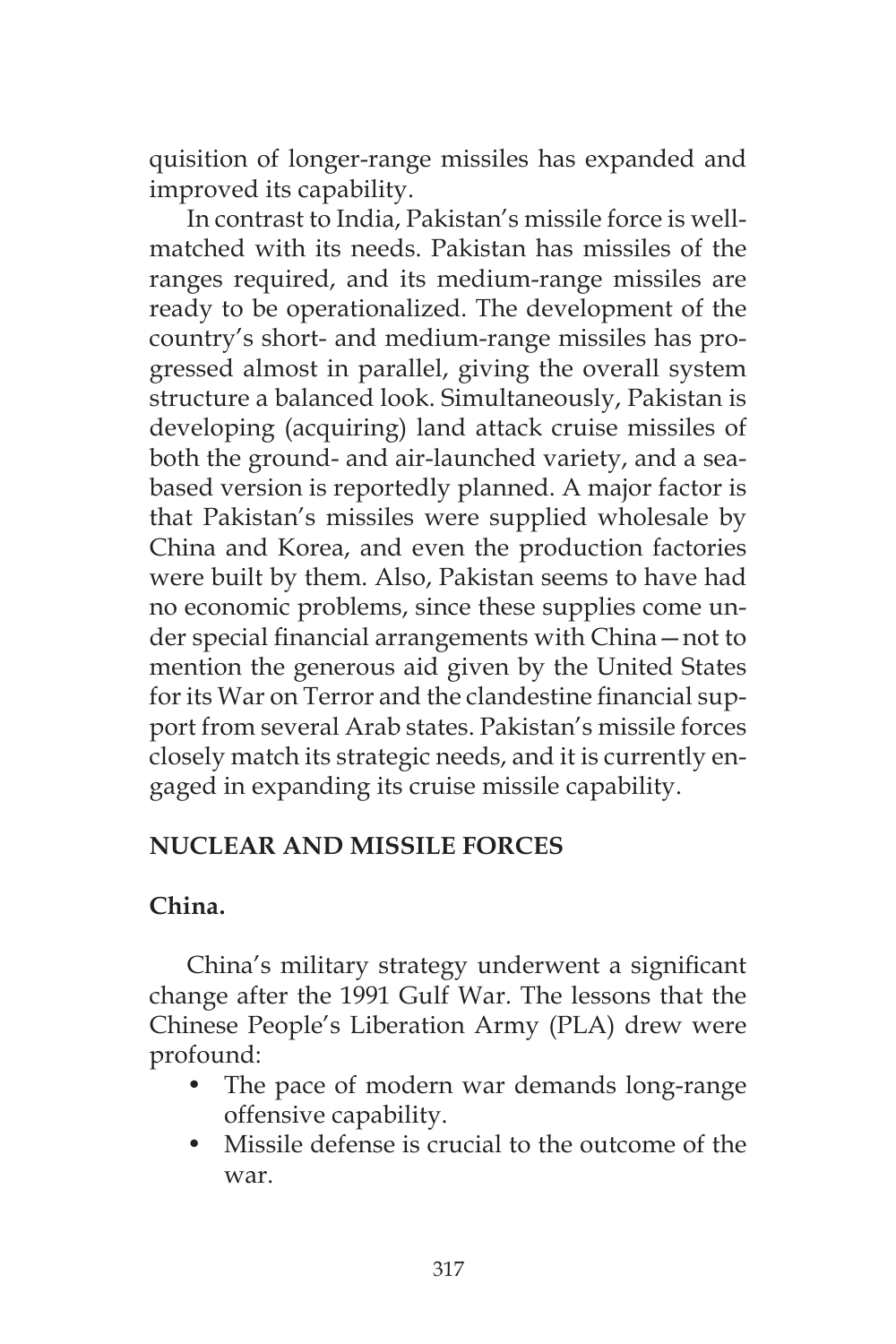quisition of longer-range missiles has expanded and improved its capability.

In contrast to India, Pakistan's missile force is well-matched with its needs. Pakistan has missiles of the ranges required, and its medium-range missiles are ready to be operationalized. The development of the country's short- and medium-range missiles has progressed almost in parallel, giving the overall system structure a balanced look. Simultaneously, Pakistan is developing (acquiring) land attack cruise missiles of both the ground- and air-launched variety, and a sea-based version is reportedly planned. A major factor is that Pakistan's missiles were supplied wholesale by China and Korea, and even the production factories were built by them. Also, Pakistan seems to have had no economic problems, since these supplies come under special financial arrangements with China—not to mention the generous aid given by the United States for its War on Terror and the clandestine financial support from several Arab states. Pakistan's missile forces closely match its strategic needs, and it is currently engaged in expanding its cruise missile capability.

## NUCLEAR AND MISSILE FORCES

### China.

China's military strategy underwent a significant change after the 1991 Gulf War. The lessons that the Chinese People's Liberation Army (PLA) drew were profound:

- The pace of modern war demands long-range offensive capability.
- Missile defense is crucial to the outcome of the war.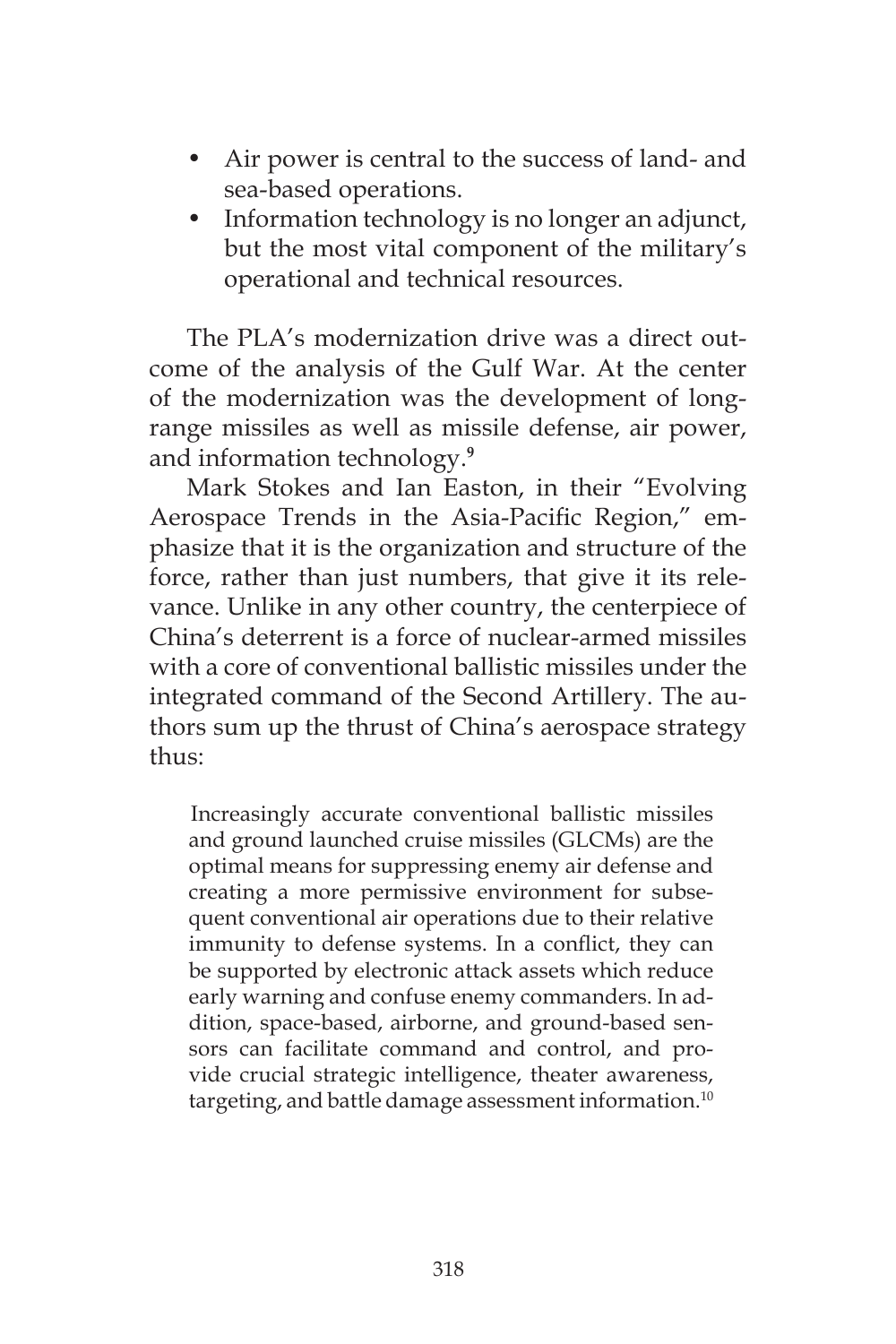- Air power is central to the success of land- and sea-based operations.
- Information technology is no longer an adjunct, but the most vital component of the military's operational and technical resources.

The PLA's modernization drive was a direct outcome of the analysis of the Gulf War. At the center of the modernization was the development of long-range missiles as well as missile defense, air power, and information technology.[9]

Mark Stokes and Ian Easton, in their "Evolving Aerospace Trends in the Asia-Pacific Region," emphasize that it is the organization and structure of the force, rather than just numbers, that give it its relevance. Unlike in any other country, the centerpiece of China's deterrent is a force of nuclear-armed missiles with a core of conventional ballistic missiles under the integrated command of the Second Artillery. The authors sum up the thrust of China's aerospace strategy thus:

> Increasingly accurate conventional ballistic missiles and ground launched cruise missiles (GLCMs) are the optimal means for suppressing enemy air defense and creating a more permissive environment for subsequent conventional air operations due to their relative immunity to defense systems. In a conflict, they can be supported by electronic attack assets which reduce early warning and confuse enemy commanders. In addition, space-based, airborne, and ground-based sensors can facilitate command and control, and provide crucial strategic intelligence, theater awareness, targeting, and battle damage assessment information.[10]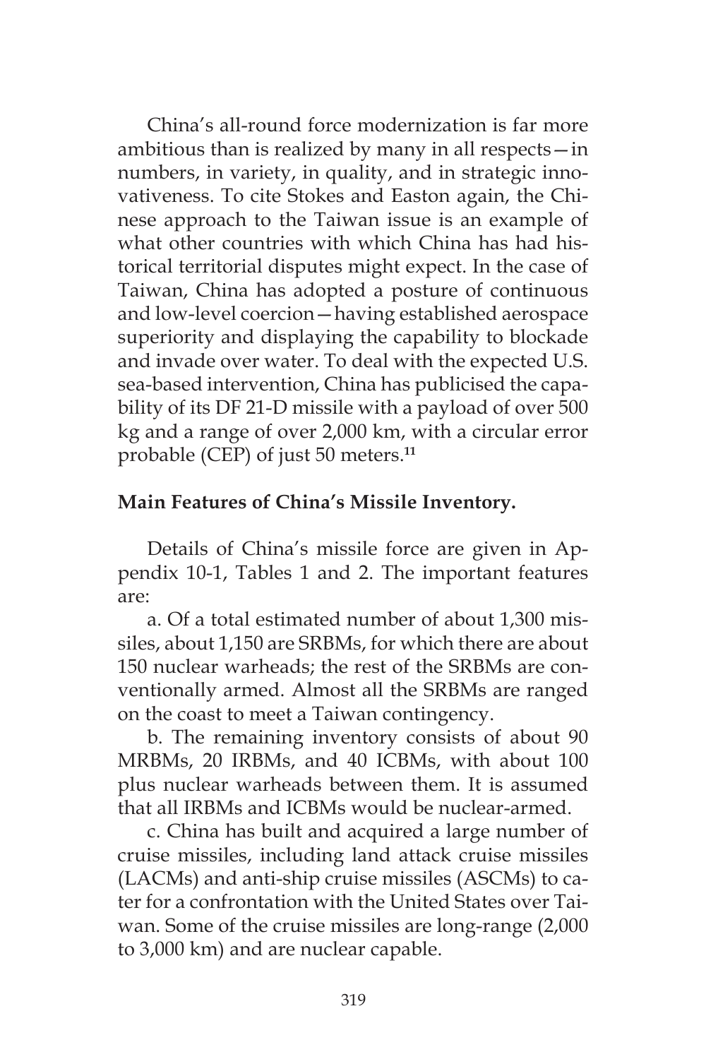China's all-round force modernization is far more ambitious than is realized by many in all respects—in numbers, in variety, in quality, and in strategic innovativeness. To cite Stokes and Easton again, the Chinese approach to the Taiwan issue is an example of what other countries with which China has had historical territorial disputes might expect. In the case of Taiwan, China has adopted a posture of continuous and low-level coercion—having established aerospace superiority and displaying the capability to blockade and invade over water. To deal with the expected U.S. sea-based intervention, China has publicised the capability of its DF 21-D missile with a payload of over 500 kg and a range of over 2,000 km, with a circular error probable (CEP) of just 50 meters.[11]

**Main Features of China's Missile Inventory.**

Details of China's missile force are given in Appendix 10-1, Tables 1 and 2. The important features are:

a. Of a total estimated number of about 1,300 missiles, about 1,150 are SRBMs, for which there are about 150 nuclear warheads; the rest of the SRBMs are conventionally armed. Almost all the SRBMs are ranged on the coast to meet a Taiwan contingency.

b. The remaining inventory consists of about 90 MRBMs, 20 IRBMs, and 40 ICBMs, with about 100 plus nuclear warheads between them. It is assumed that all IRBMs and ICBMs would be nuclear-armed.

c. China has built and acquired a large number of cruise missiles, including land attack cruise missiles (LACMs) and anti-ship cruise missiles (ASCMs) to cater for a confrontation with the United States over Taiwan. Some of the cruise missiles are long-range (2,000 to 3,000 km) and are nuclear capable.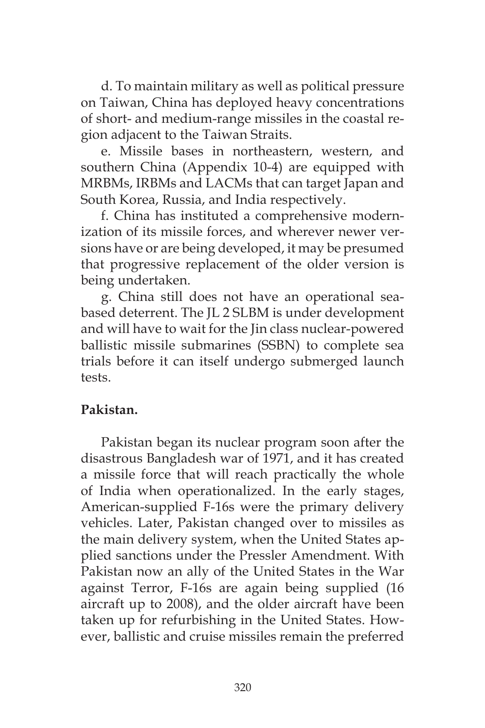d. To maintain military as well as political pressure on Taiwan, China has deployed heavy concentrations of short- and medium-range missiles in the coastal region adjacent to the Taiwan Straits.

e. Missile bases in northeastern, western, and southern China (Appendix 10-4) are equipped with MRBMs, IRBMs and LACMs that can target Japan and South Korea, Russia, and India respectively.

f. China has instituted a comprehensive modernization of its missile forces, and wherever newer versions have or are being developed, it may be presumed that progressive replacement of the older version is being undertaken.

g. China still does not have an operational sea-based deterrent. The JL 2 SLBM is under development and will have to wait for the Jin class nuclear-powered ballistic missile submarines (SSBN) to complete sea trials before it can itself undergo submerged launch tests.

**Pakistan.**

Pakistan began its nuclear program soon after the disastrous Bangladesh war of 1971, and it has created a missile force that will reach practically the whole of India when operationalized. In the early stages, American-supplied F-16s were the primary delivery vehicles. Later, Pakistan changed over to missiles as the main delivery system, when the United States applied sanctions under the Pressler Amendment. With Pakistan now an ally of the United States in the War against Terror, F-16s are again being supplied (16 aircraft up to 2008), and the older aircraft have been taken up for refurbishing in the United States. However, ballistic and cruise missiles remain the preferred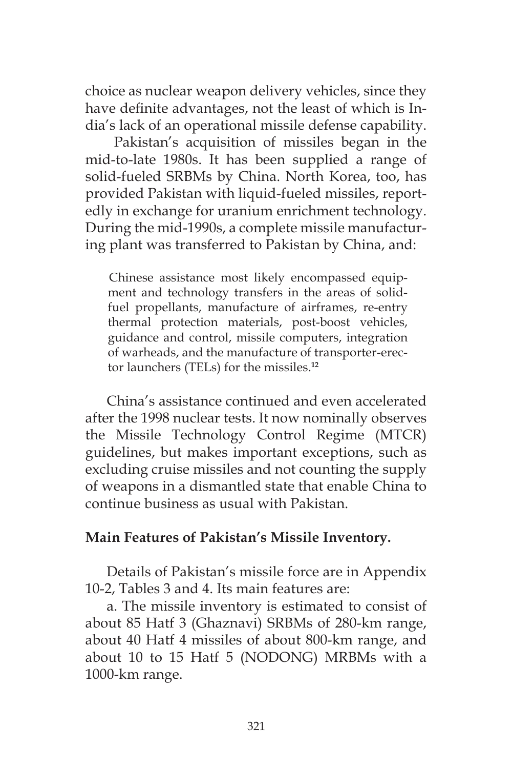choice as nuclear weapon delivery vehicles, since they have definite advantages, not the least of which is India's lack of an operational missile defense capability.

Pakistan's acquisition of missiles began in the mid-to-late 1980s. It has been supplied a range of solid-fueled SRBMs by China. North Korea, too, has provided Pakistan with liquid-fueled missiles, reportedly in exchange for uranium enrichment technology. During the mid-1990s, a complete missile manufacturing plant was transferred to Pakistan by China, and:

> Chinese assistance most likely encompassed equipment and technology transfers in the areas of solid-fuel propellants, manufacture of airframes, re-entry thermal protection materials, post-boost vehicles, guidance and control, missile computers, integration of warheads, and the manufacture of transporter-erector launchers (TELs) for the missiles.[12]

China's assistance continued and even accelerated after the 1998 nuclear tests. It now nominally observes the Missile Technology Control Regime (MTCR) guidelines, but makes important exceptions, such as excluding cruise missiles and not counting the supply of weapons in a dismantled state that enable China to continue business as usual with Pakistan.

**Main Features of Pakistan's Missile Inventory.**

Details of Pakistan's missile force are in Appendix 10-2, Tables 3 and 4. Its main features are:

a. The missile inventory is estimated to consist of about 85 Hatf 3 (Ghaznavi) SRBMs of 280-km range, about 40 Hatf 4 missiles of about 800-km range, and about 10 to 15 Hatf 5 (NODONG) MRBMs with a 1000-km range.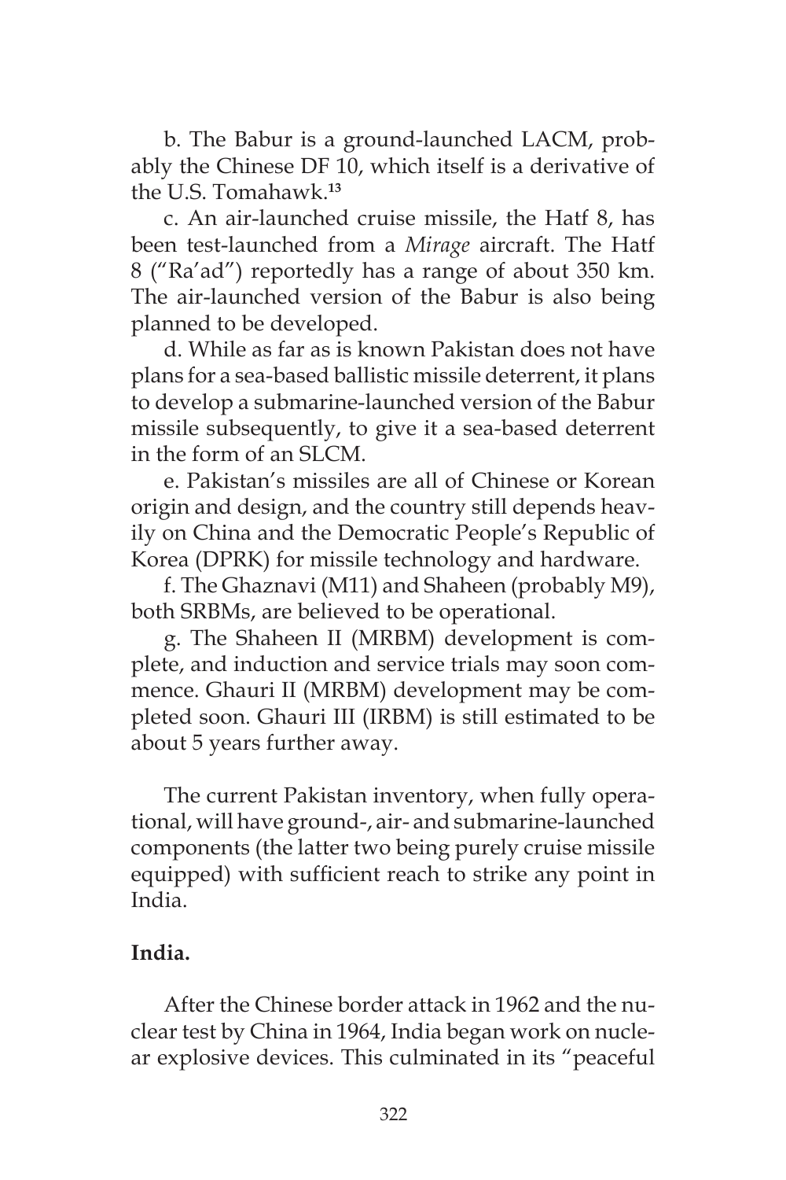b. The Babur is a ground-launched LACM, probably the Chinese DF 10, which itself is a derivative of the U.S. Tomahawk.[13]

c. An air-launched cruise missile, the Hatf 8, has been test-launched from a *Mirage* aircraft. The Hatf 8 ("Ra'ad") reportedly has a range of about 350 km. The air-launched version of the Babur is also being planned to be developed.

d. While as far as is known Pakistan does not have plans for a sea-based ballistic missile deterrent, it plans to develop a submarine-launched version of the Babur missile subsequently, to give it a sea-based deterrent in the form of an SLCM.

e. Pakistan's missiles are all of Chinese or Korean origin and design, and the country still depends heavily on China and the Democratic People's Republic of Korea (DPRK) for missile technology and hardware.

f. The Ghaznavi (M11) and Shaheen (probably M9), both SRBMs, are believed to be operational.

g. The Shaheen II (MRBM) development is complete, and induction and service trials may soon commence. Ghauri II (MRBM) development may be completed soon. Ghauri III (IRBM) is still estimated to be about 5 years further away.

The current Pakistan inventory, when fully operational, will have ground-, air- and submarine-launched components (the latter two being purely cruise missile equipped) with sufficient reach to strike any point in India.

**India.**

After the Chinese border attack in 1962 and the nuclear test by China in 1964, India began work on nuclear explosive devices. This culminated in its "peaceful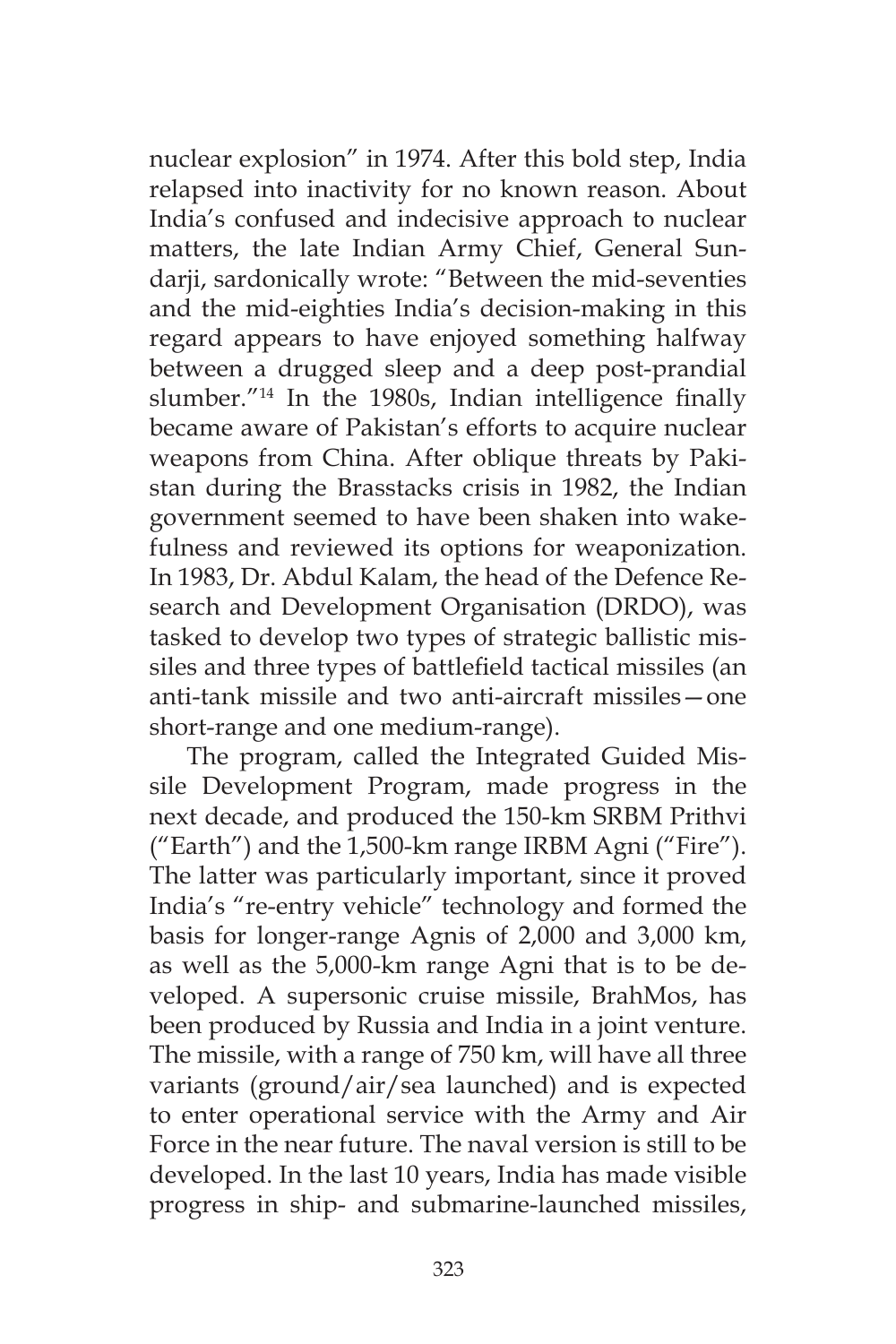nuclear explosion" in 1974. After this bold step, India relapsed into inactivity for no known reason. About India's confused and indecisive approach to nuclear matters, the late Indian Army Chief, General Sundarji, sardonically wrote: "Between the mid-seventies and the mid-eighties India's decision-making in this regard appears to have enjoyed something halfway between a drugged sleep and a deep post-prandial slumber."[14] In the 1980s, Indian intelligence finally became aware of Pakistan's efforts to acquire nuclear weapons from China. After oblique threats by Pakistan during the Brasstacks crisis in 1982, the Indian government seemed to have been shaken into wakefulness and reviewed its options for weaponization. In 1983, Dr. Abdul Kalam, the head of the Defence Research and Development Organisation (DRDO), was tasked to develop two types of strategic ballistic missiles and three types of battlefield tactical missiles (an anti-tank missile and two anti-aircraft missiles—one short-range and one medium-range).

The program, called the Integrated Guided Missile Development Program, made progress in the next decade, and produced the 150-km SRBM Prithvi ("Earth") and the 1,500-km range IRBM Agni ("Fire"). The latter was particularly important, since it proved India's "re-entry vehicle" technology and formed the basis for longer-range Agnis of 2,000 and 3,000 km, as well as the 5,000-km range Agni that is to be developed. A supersonic cruise missile, BrahMos, has been produced by Russia and India in a joint venture. The missile, with a range of 750 km, will have all three variants (ground/air/sea launched) and is expected to enter operational service with the Army and Air Force in the near future. The naval version is still to be developed. In the last 10 years, India has made visible progress in ship- and submarine-launched missiles,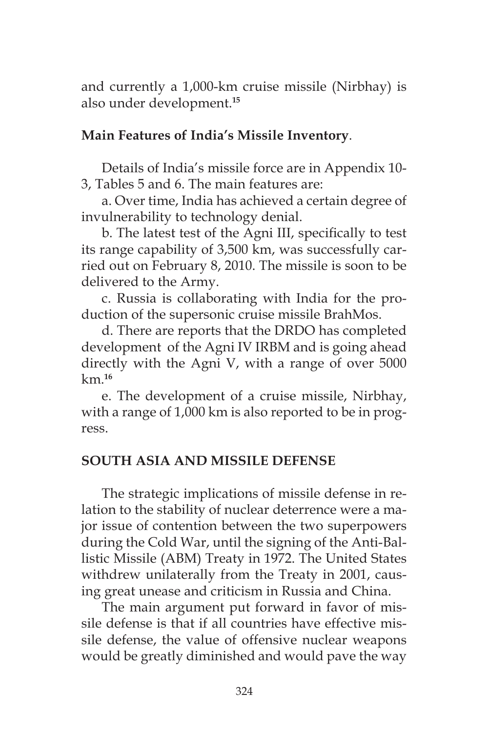and currently a 1,000-km cruise missile (Nirbhay) is also under development.[15]

**Main Features of India's Missile Inventory**.

Details of India's missile force are in Appendix 10-3, Tables 5 and 6. The main features are:

a. Over time, India has achieved a certain degree of invulnerability to technology denial.

b. The latest test of the Agni III, specifically to test its range capability of 3,500 km, was successfully carried out on February 8, 2010. The missile is soon to be delivered to the Army.

c. Russia is collaborating with India for the production of the supersonic cruise missile BrahMos.

d. There are reports that the DRDO has completed development of the Agni IV IRBM and is going ahead directly with the Agni V, with a range of over 5000 km.[16]

e. The development of a cruise missile, Nirbhay, with a range of 1,000 km is also reported to be in progress.

## SOUTH ASIA AND MISSILE DEFENSE

The strategic implications of missile defense in relation to the stability of nuclear deterrence were a major issue of contention between the two superpowers during the Cold War, until the signing of the Anti-Ballistic Missile (ABM) Treaty in 1972. The United States withdrew unilaterally from the Treaty in 2001, causing great unease and criticism in Russia and China.

The main argument put forward in favor of missile defense is that if all countries have effective missile defense, the value of offensive nuclear weapons would be greatly diminished and would pave the way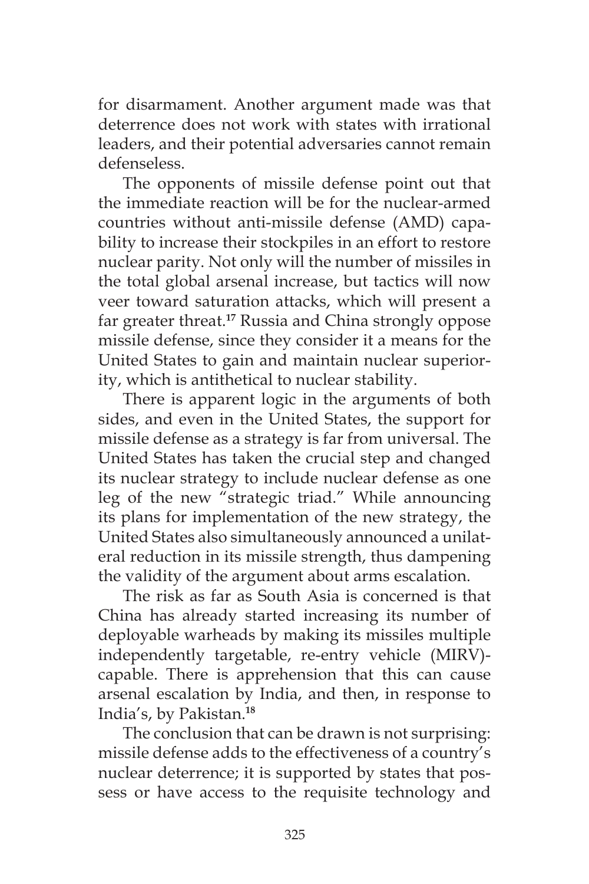for disarmament. Another argument made was that deterrence does not work with states with irrational leaders, and their potential adversaries cannot remain defenseless.

The opponents of missile defense point out that the immediate reaction will be for the nuclear-armed countries without anti-missile defense (AMD) capability to increase their stockpiles in an effort to restore nuclear parity. Not only will the number of missiles in the total global arsenal increase, but tactics will now veer toward saturation attacks, which will present a far greater threat.[17] Russia and China strongly oppose missile defense, since they consider it a means for the United States to gain and maintain nuclear superiority, which is antithetical to nuclear stability.

There is apparent logic in the arguments of both sides, and even in the United States, the support for missile defense as a strategy is far from universal. The United States has taken the crucial step and changed its nuclear strategy to include nuclear defense as one leg of the new "strategic triad." While announcing its plans for implementation of the new strategy, the United States also simultaneously announced a unilateral reduction in its missile strength, thus dampening the validity of the argument about arms escalation.

The risk as far as South Asia is concerned is that China has already started increasing its number of deployable warheads by making its missiles multiple independently targetable, re-entry vehicle (MIRV)-capable. There is apprehension that this can cause arsenal escalation by India, and then, in response to India's, by Pakistan.[18]

The conclusion that can be drawn is not surprising: missile defense adds to the effectiveness of a country's nuclear deterrence; it is supported by states that possess or have access to the requisite technology and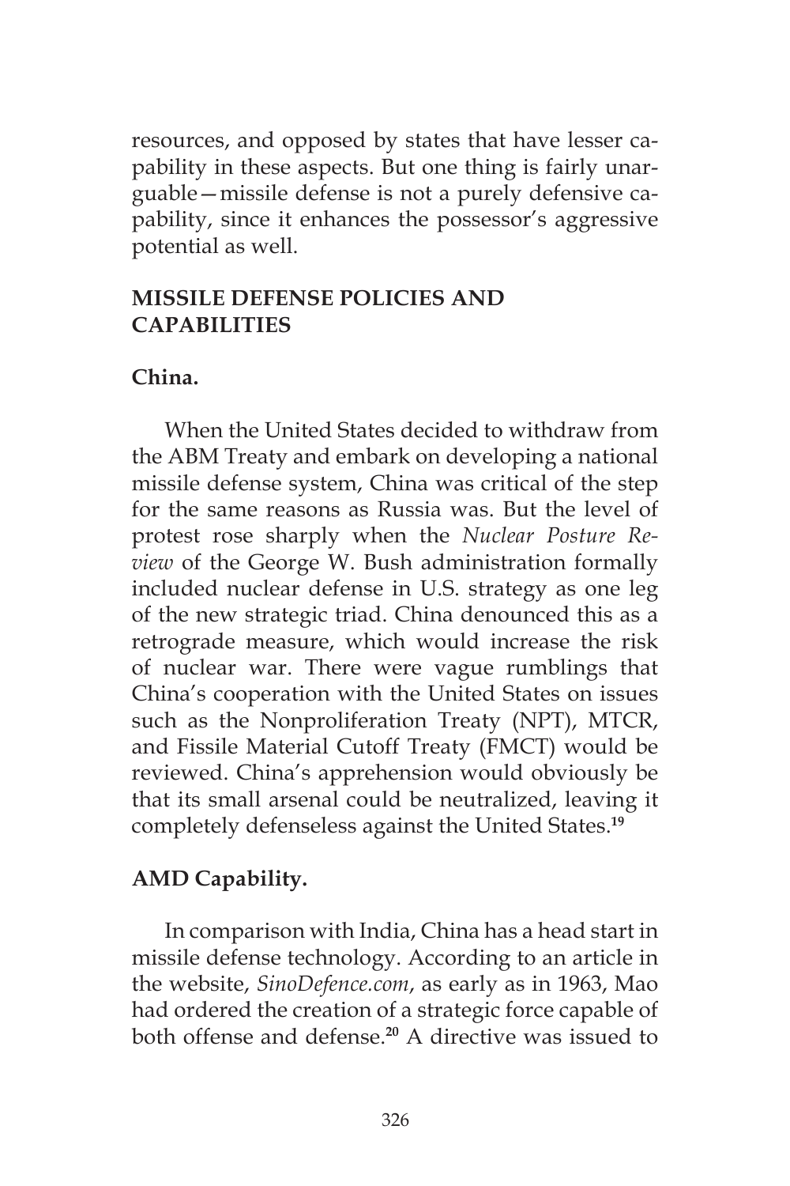resources, and opposed by states that have lesser capability in these aspects. But one thing is fairly unarguable—missile defense is not a purely defensive capability, since it enhances the possessor's aggressive potential as well.

## MISSILE DEFENSE POLICIES AND CAPABILITIES

### China.

When the United States decided to withdraw from the ABM Treaty and embark on developing a national missile defense system, China was critical of the step for the same reasons as Russia was. But the level of protest rose sharply when the *Nuclear Posture Review* of the George W. Bush administration formally included nuclear defense in U.S. strategy as one leg of the new strategic triad. China denounced this as a retrograde measure, which would increase the risk of nuclear war. There were vague rumblings that China's cooperation with the United States on issues such as the Nonproliferation Treaty (NPT), MTCR, and Fissile Material Cutoff Treaty (FMCT) would be reviewed. China's apprehension would obviously be that its small arsenal could be neutralized, leaving it completely defenseless against the United States.[19]

### AMD Capability.

In comparison with India, China has a head start in missile defense technology. According to an article in the website, *SinoDefence.com*, as early as in 1963, Mao had ordered the creation of a strategic force capable of both offense and defense.[20] A directive was issued to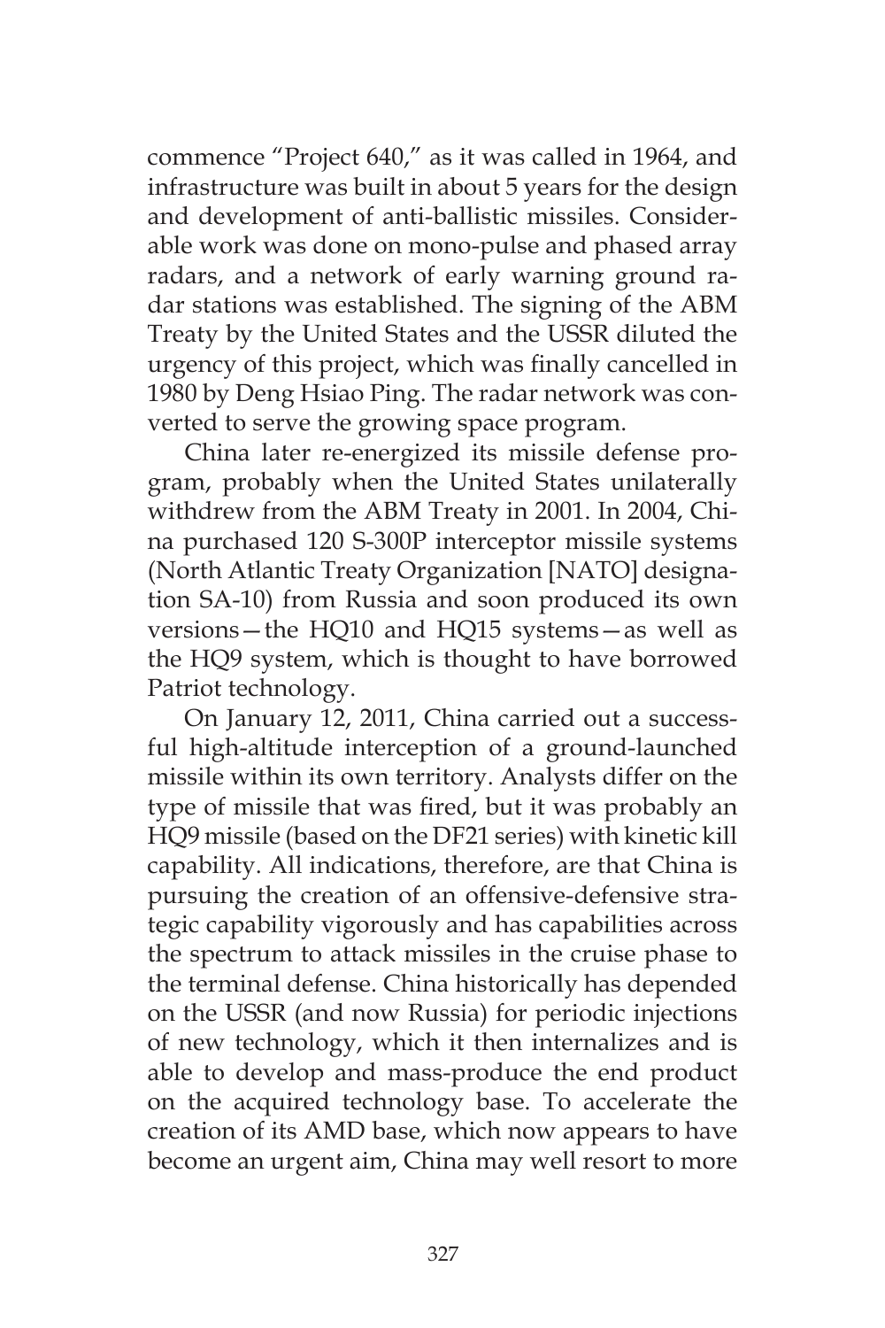commence "Project 640," as it was called in 1964, and infrastructure was built in about 5 years for the design and development of anti-ballistic missiles. Considerable work was done on mono-pulse and phased array radars, and a network of early warning ground radar stations was established. The signing of the ABM Treaty by the United States and the USSR diluted the urgency of this project, which was finally cancelled in 1980 by Deng Hsiao Ping. The radar network was converted to serve the growing space program.

China later re-energized its missile defense program, probably when the United States unilaterally withdrew from the ABM Treaty in 2001. In 2004, China purchased 120 S-300P interceptor missile systems (North Atlantic Treaty Organization [NATO] designation SA-10) from Russia and soon produced its own versions—the HQ10 and HQ15 systems—as well as the HQ9 system, which is thought to have borrowed Patriot technology.

On January 12, 2011, China carried out a successful high-altitude interception of a ground-launched missile within its own territory. Analysts differ on the type of missile that was fired, but it was probably an HQ9 missile (based on the DF21 series) with kinetic kill capability. All indications, therefore, are that China is pursuing the creation of an offensive-defensive strategic capability vigorously and has capabilities across the spectrum to attack missiles in the cruise phase to the terminal defense. China historically has depended on the USSR (and now Russia) for periodic injections of new technology, which it then internalizes and is able to develop and mass-produce the end product on the acquired technology base. To accelerate the creation of its AMD base, which now appears to have become an urgent aim, China may well resort to more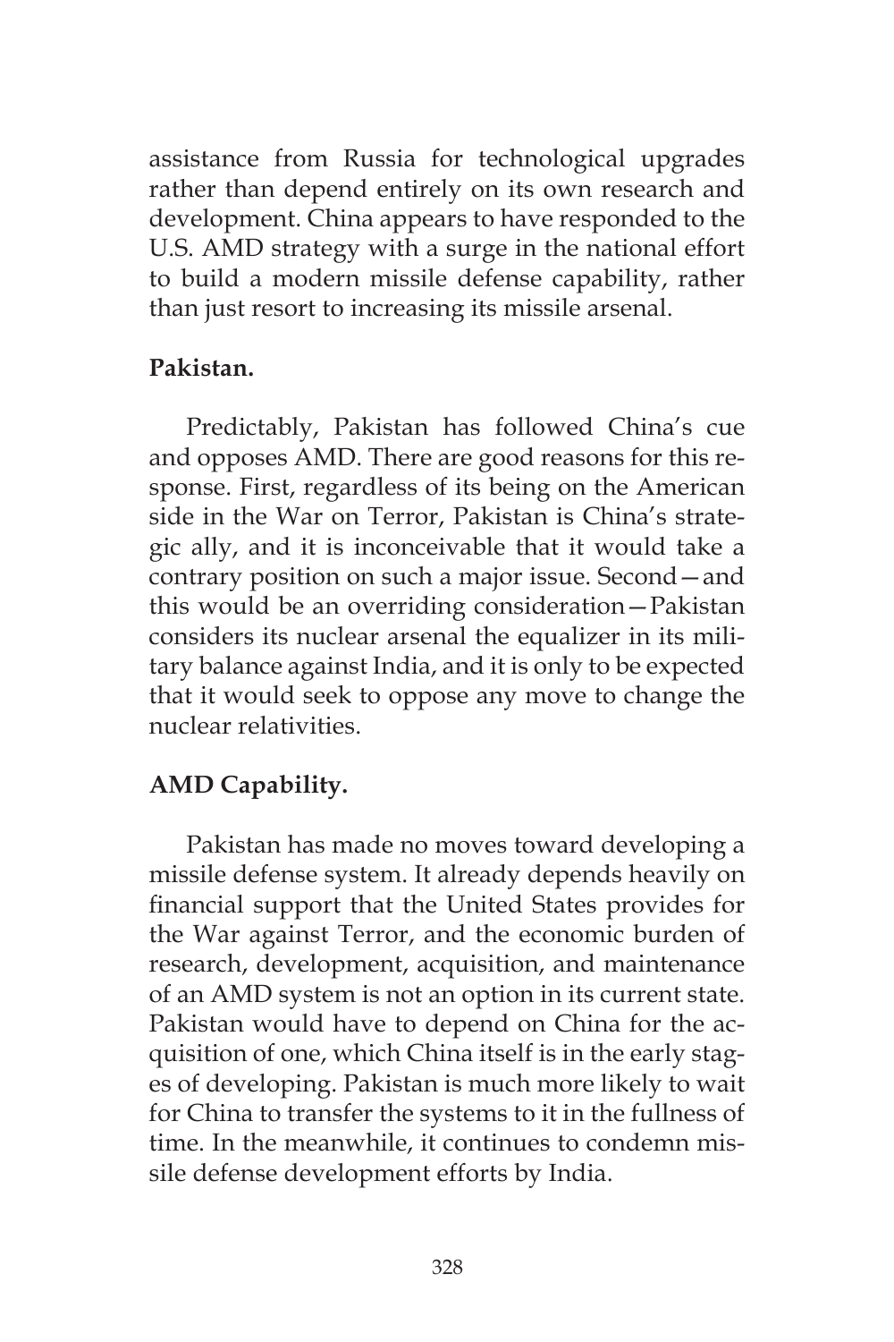assistance from Russia for technological upgrades rather than depend entirely on its own research and development. China appears to have responded to the U.S. AMD strategy with a surge in the national effort to build a modern missile defense capability, rather than just resort to increasing its missile arsenal.

**Pakistan.**

Predictably, Pakistan has followed China's cue and opposes AMD. There are good reasons for this response. First, regardless of its being on the American side in the War on Terror, Pakistan is China's strategic ally, and it is inconceivable that it would take a contrary position on such a major issue. Second—and this would be an overriding consideration—Pakistan considers its nuclear arsenal the equalizer in its military balance against India, and it is only to be expected that it would seek to oppose any move to change the nuclear relativities.

**AMD Capability.**

Pakistan has made no moves toward developing a missile defense system. It already depends heavily on financial support that the United States provides for the War against Terror, and the economic burden of research, development, acquisition, and maintenance of an AMD system is not an option in its current state. Pakistan would have to depend on China for the acquisition of one, which China itself is in the early stages of developing. Pakistan is much more likely to wait for China to transfer the systems to it in the fullness of time. In the meanwhile, it continues to condemn missile defense development efforts by India.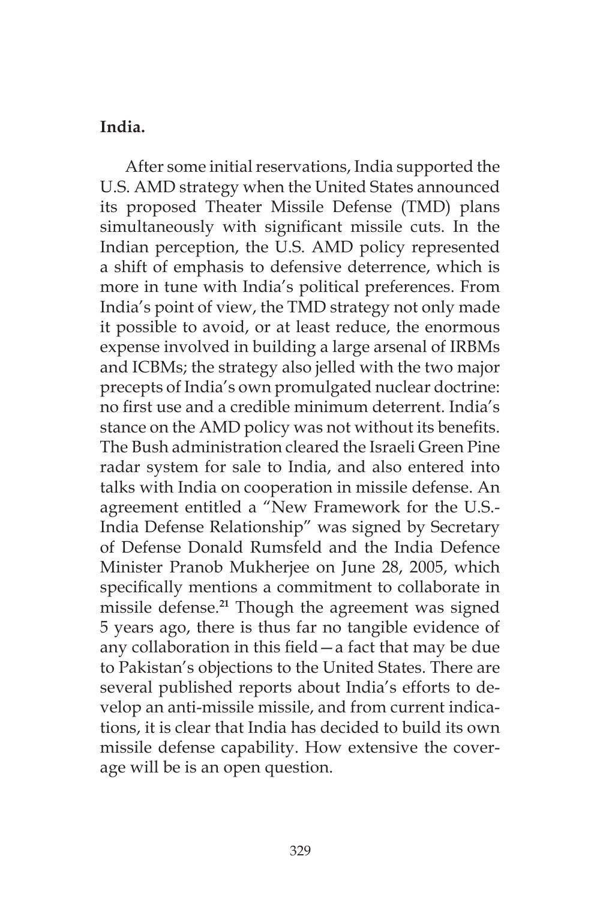**India.**

After some initial reservations, India supported the U.S. AMD strategy when the United States announced its proposed Theater Missile Defense (TMD) plans simultaneously with significant missile cuts. In the Indian perception, the U.S. AMD policy represented a shift of emphasis to defensive deterrence, which is more in tune with India's political preferences. From India's point of view, the TMD strategy not only made it possible to avoid, or at least reduce, the enormous expense involved in building a large arsenal of IRBMs and ICBMs; the strategy also jelled with the two major precepts of India's own promulgated nuclear doctrine: no first use and a credible minimum deterrent. India's stance on the AMD policy was not without its benefits. The Bush administration cleared the Israeli Green Pine radar system for sale to India, and also entered into talks with India on cooperation in missile defense. An agreement entitled a "New Framework for the U.S.-India Defense Relationship" was signed by Secretary of Defense Donald Rumsfeld and the India Defence Minister Pranob Mukherjee on June 28, 2005, which specifically mentions a commitment to collaborate in missile defense.[21] Though the agreement was signed 5 years ago, there is thus far no tangible evidence of any collaboration in this field—a fact that may be due to Pakistan's objections to the United States. There are several published reports about India's efforts to develop an anti-missile missile, and from current indications, it is clear that India has decided to build its own missile defense capability. How extensive the coverage will be is an open question.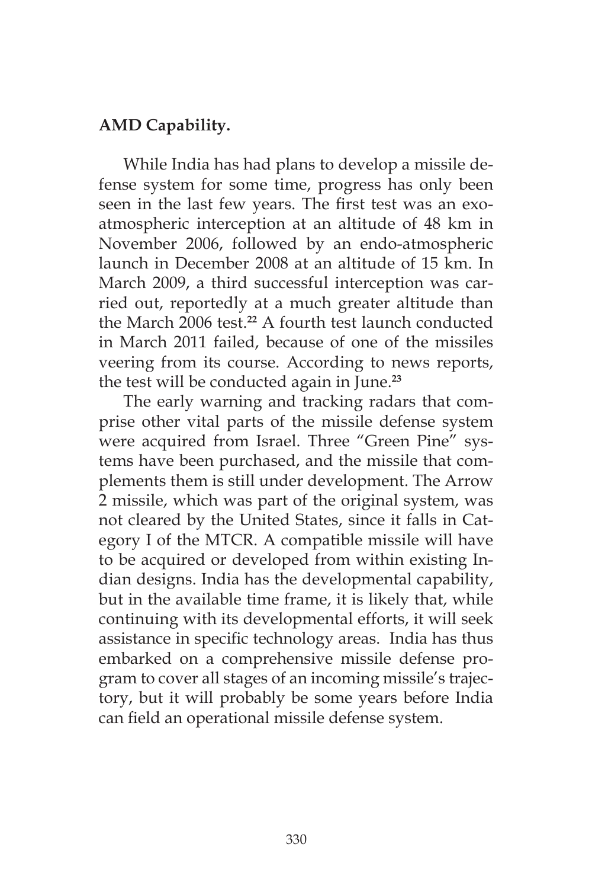**AMD Capability.**

While India has had plans to develop a missile defense system for some time, progress has only been seen in the last few years. The first test was an exo-atmospheric interception at an altitude of 48 km in November 2006, followed by an endo-atmospheric launch in December 2008 at an altitude of 15 km. In March 2009, a third successful interception was carried out, reportedly at a much greater altitude than the March 2006 test.[22] A fourth test launch conducted in March 2011 failed, because of one of the missiles veering from its course. According to news reports, the test will be conducted again in June.[23]

The early warning and tracking radars that comprise other vital parts of the missile defense system were acquired from Israel. Three "Green Pine" systems have been purchased, and the missile that complements them is still under development. The Arrow 2 missile, which was part of the original system, was not cleared by the United States, since it falls in Category I of the MTCR. A compatible missile will have to be acquired or developed from within existing Indian designs. India has the developmental capability, but in the available time frame, it is likely that, while continuing with its developmental efforts, it will seek assistance in specific technology areas. India has thus embarked on a comprehensive missile defense program to cover all stages of an incoming missile's trajectory, but it will probably be some years before India can field an operational missile defense system.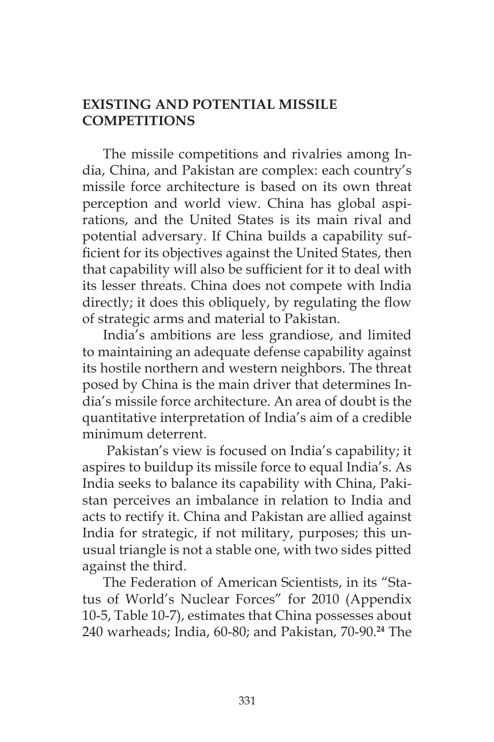## EXISTING AND POTENTIAL MISSILE COMPETITIONS

The missile competitions and rivalries among India, China, and Pakistan are complex: each country's missile force architecture is based on its own threat perception and world view. China has global aspirations, and the United States is its main rival and potential adversary. If China builds a capability sufficient for its objectives against the United States, then that capability will also be sufficient for it to deal with its lesser threats. China does not compete with India directly; it does this obliquely, by regulating the flow of strategic arms and material to Pakistan.

India's ambitions are less grandiose, and limited to maintaining an adequate defense capability against its hostile northern and western neighbors. The threat posed by China is the main driver that determines India's missile force architecture. An area of doubt is the quantitative interpretation of India's aim of a credible minimum deterrent.

Pakistan's view is focused on India's capability; it aspires to buildup its missile force to equal India's. As India seeks to balance its capability with China, Pakistan perceives an imbalance in relation to India and acts to rectify it. China and Pakistan are allied against India for strategic, if not military, purposes; this unusual triangle is not a stable one, with two sides pitted against the third.

The Federation of American Scientists, in its "Status of World's Nuclear Forces" for 2010 (Appendix 10-5, Table 10-7), estimates that China possesses about 240 warheads; India, 60-80; and Pakistan, 70-90.[24] The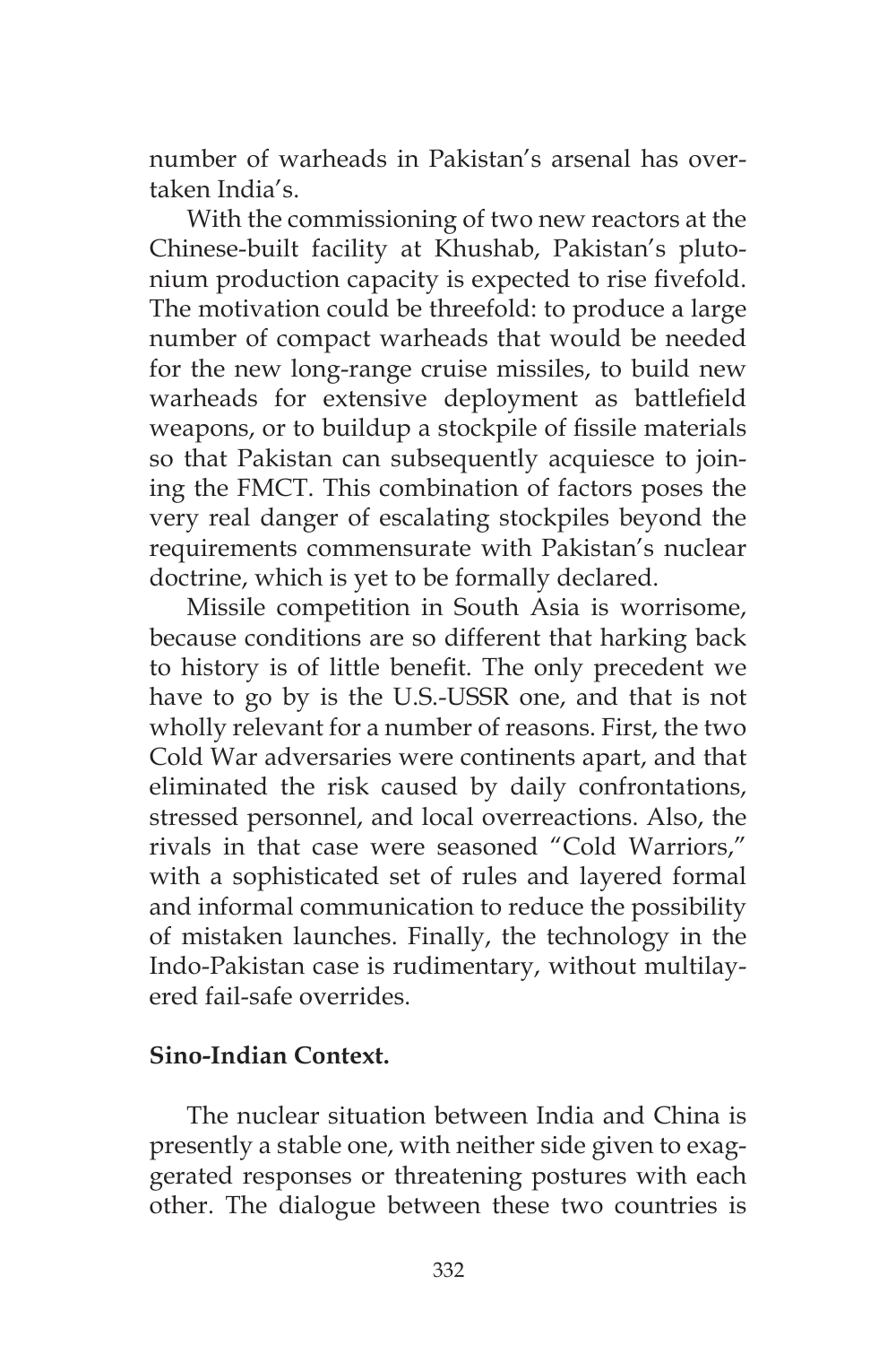number of warheads in Pakistan's arsenal has overtaken India's.

With the commissioning of two new reactors at the Chinese-built facility at Khushab, Pakistan's plutonium production capacity is expected to rise fivefold. The motivation could be threefold: to produce a large number of compact warheads that would be needed for the new long-range cruise missiles, to build new warheads for extensive deployment as battlefield weapons, or to buildup a stockpile of fissile materials so that Pakistan can subsequently acquiesce to joining the FMCT. This combination of factors poses the very real danger of escalating stockpiles beyond the requirements commensurate with Pakistan's nuclear doctrine, which is yet to be formally declared.

Missile competition in South Asia is worrisome, because conditions are so different that harking back to history is of little benefit. The only precedent we have to go by is the U.S.-USSR one, and that is not wholly relevant for a number of reasons. First, the two Cold War adversaries were continents apart, and that eliminated the risk caused by daily confrontations, stressed personnel, and local overreactions. Also, the rivals in that case were seasoned "Cold Warriors," with a sophisticated set of rules and layered formal and informal communication to reduce the possibility of mistaken launches. Finally, the technology in the Indo-Pakistan case is rudimentary, without multilayered fail-safe overrides.

**Sino-Indian Context.**

The nuclear situation between India and China is presently a stable one, with neither side given to exaggerated responses or threatening postures with each other. The dialogue between these two countries is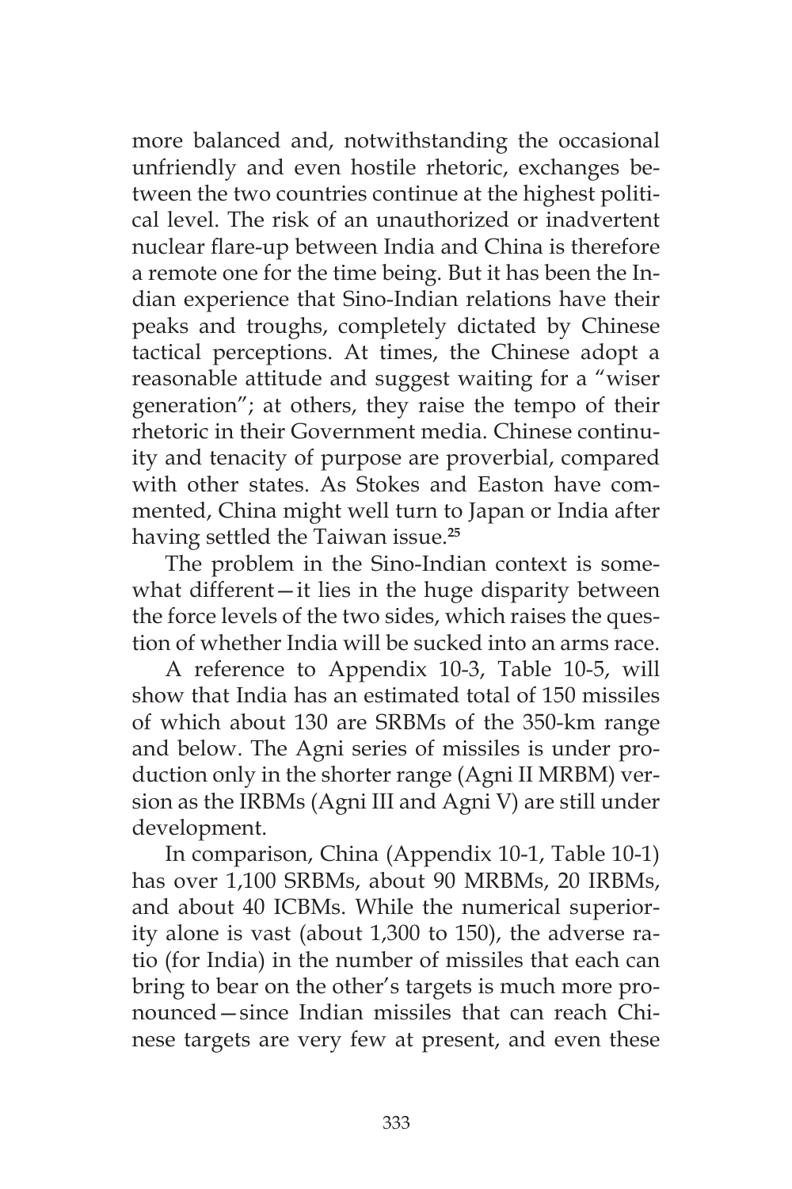more balanced and, notwithstanding the occasional unfriendly and even hostile rhetoric, exchanges between the two countries continue at the highest political level. The risk of an unauthorized or inadvertent nuclear flare-up between India and China is therefore a remote one for the time being. But it has been the Indian experience that Sino-Indian relations have their peaks and troughs, completely dictated by Chinese tactical perceptions. At times, the Chinese adopt a reasonable attitude and suggest waiting for a "wiser generation"; at others, they raise the tempo of their rhetoric in their Government media. Chinese continuity and tenacity of purpose are proverbial, compared with other states. As Stokes and Easton have commented, China might well turn to Japan or India after having settled the Taiwan issue.[25]

The problem in the Sino-Indian context is somewhat different—it lies in the huge disparity between the force levels of the two sides, which raises the question of whether India will be sucked into an arms race.

A reference to Appendix 10-3, Table 10-5, will show that India has an estimated total of 150 missiles of which about 130 are SRBMs of the 350-km range and below. The Agni series of missiles is under production only in the shorter range (Agni II MRBM) version as the IRBMs (Agni III and Agni V) are still under development.

In comparison, China (Appendix 10-1, Table 10-1) has over 1,100 SRBMs, about 90 MRBMs, 20 IRBMs, and about 40 ICBMs. While the numerical superiority alone is vast (about 1,300 to 150), the adverse ratio (for India) in the number of missiles that each can bring to bear on the other's targets is much more pronounced—since Indian missiles that can reach Chinese targets are very few at present, and even these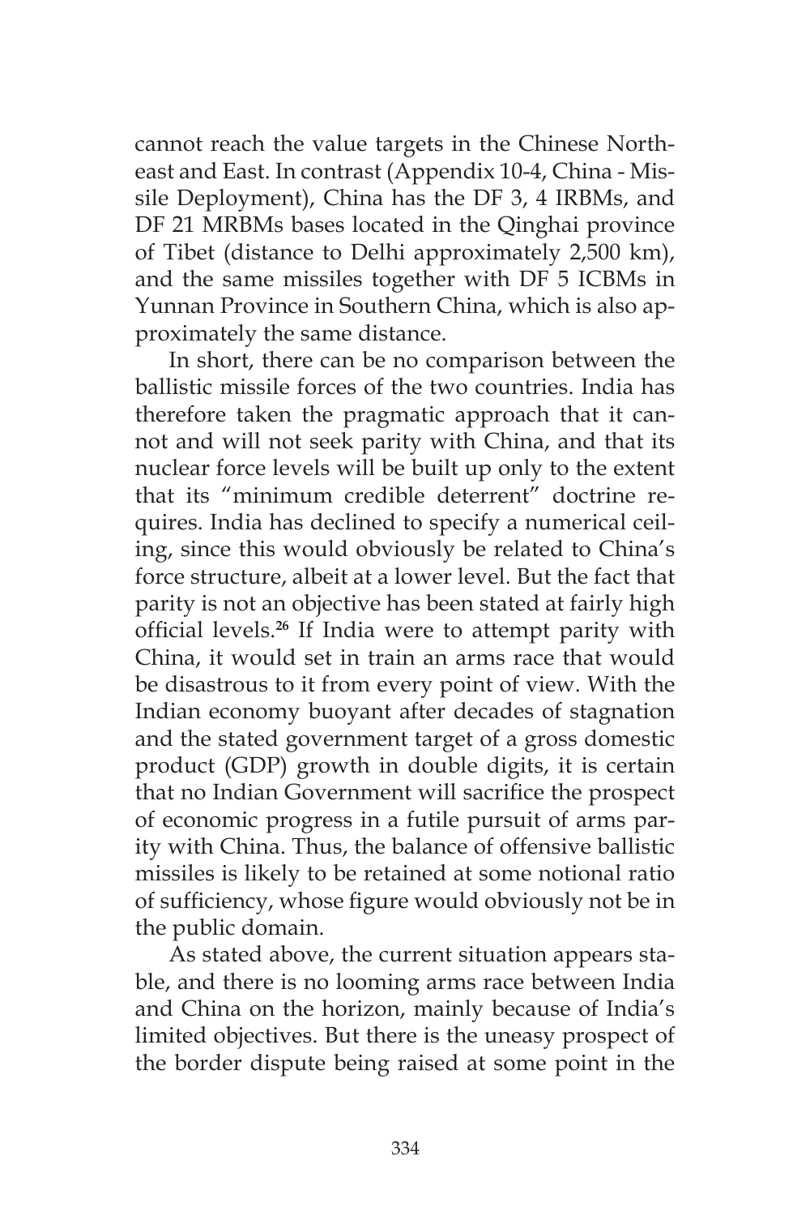cannot reach the value targets in the Chinese Northeast and East. In contrast (Appendix 10-4, China - Missile Deployment), China has the DF 3, 4 IRBMs, and DF 21 MRBMs bases located in the Qinghai province of Tibet (distance to Delhi approximately 2,500 km), and the same missiles together with DF 5 ICBMs in Yunnan Province in Southern China, which is also approximately the same distance.

In short, there can be no comparison between the ballistic missile forces of the two countries. India has therefore taken the pragmatic approach that it cannot and will not seek parity with China, and that its nuclear force levels will be built up only to the extent that its "minimum credible deterrent" doctrine requires. India has declined to specify a numerical ceiling, since this would obviously be related to China's force structure, albeit at a lower level. But the fact that parity is not an objective has been stated at fairly high official levels.[26] If India were to attempt parity with China, it would set in train an arms race that would be disastrous to it from every point of view. With the Indian economy buoyant after decades of stagnation and the stated government target of a gross domestic product (GDP) growth in double digits, it is certain that no Indian Government will sacrifice the prospect of economic progress in a futile pursuit of arms parity with China. Thus, the balance of offensive ballistic missiles is likely to be retained at some notional ratio of sufficiency, whose figure would obviously not be in the public domain.

As stated above, the current situation appears stable, and there is no looming arms race between India and China on the horizon, mainly because of India's limited objectives. But there is the uneasy prospect of the border dispute being raised at some point in the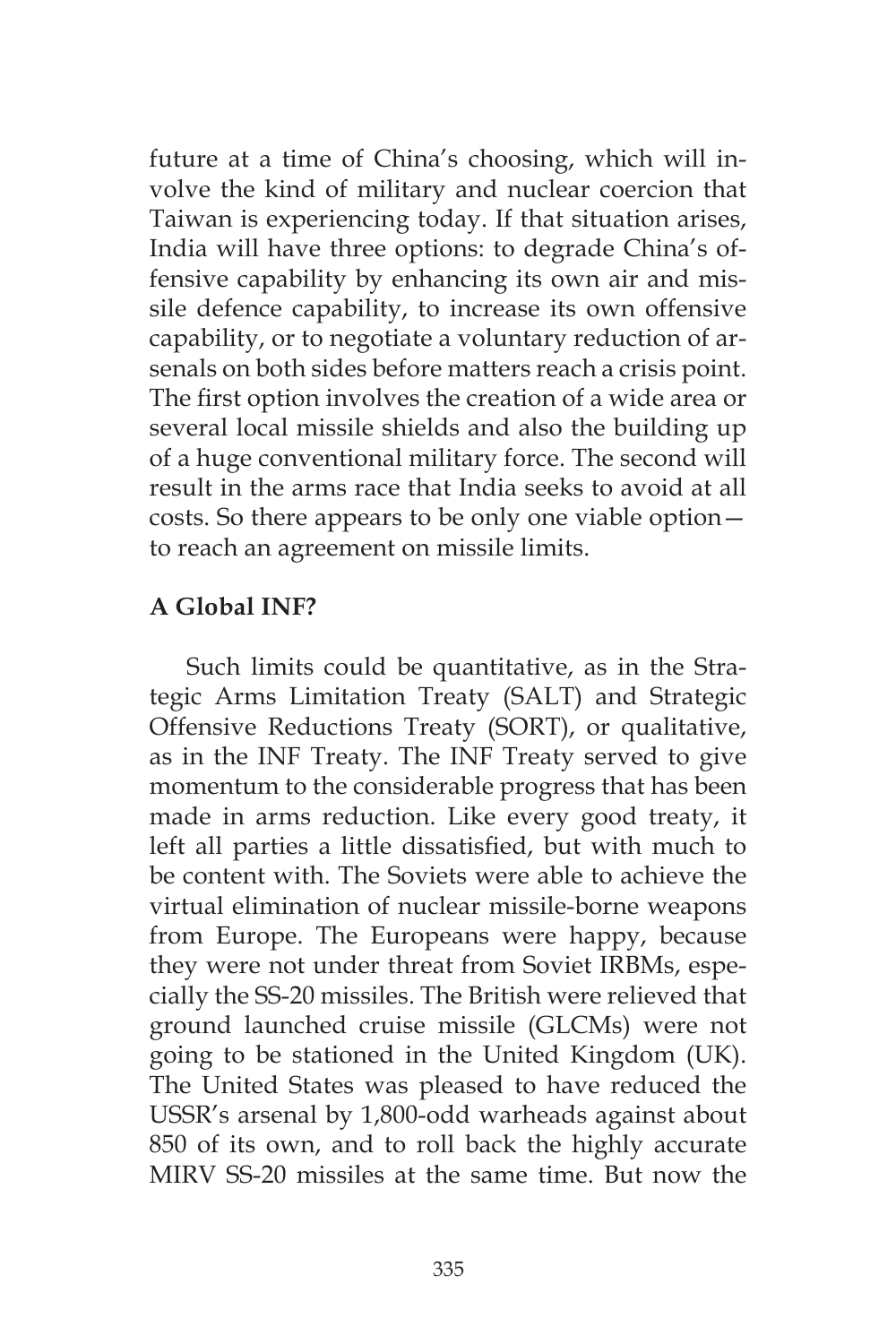future at a time of China's choosing, which will involve the kind of military and nuclear coercion that Taiwan is experiencing today. If that situation arises, India will have three options: to degrade China's offensive capability by enhancing its own air and missile defence capability, to increase its own offensive capability, or to negotiate a voluntary reduction of arsenals on both sides before matters reach a crisis point. The first option involves the creation of a wide area or several local missile shields and also the building up of a huge conventional military force. The second will result in the arms race that India seeks to avoid at all costs. So there appears to be only one viable option—to reach an agreement on missile limits.

**A Global INF?**

Such limits could be quantitative, as in the Strategic Arms Limitation Treaty (SALT) and Strategic Offensive Reductions Treaty (SORT), or qualitative, as in the INF Treaty. The INF Treaty served to give momentum to the considerable progress that has been made in arms reduction. Like every good treaty, it left all parties a little dissatisfied, but with much to be content with. The Soviets were able to achieve the virtual elimination of nuclear missile-borne weapons from Europe. The Europeans were happy, because they were not under threat from Soviet IRBMs, especially the SS-20 missiles. The British were relieved that ground launched cruise missile (GLCMs) were not going to be stationed in the United Kingdom (UK). The United States was pleased to have reduced the USSR's arsenal by 1,800-odd warheads against about 850 of its own, and to roll back the highly accurate MIRV SS-20 missiles at the same time. But now the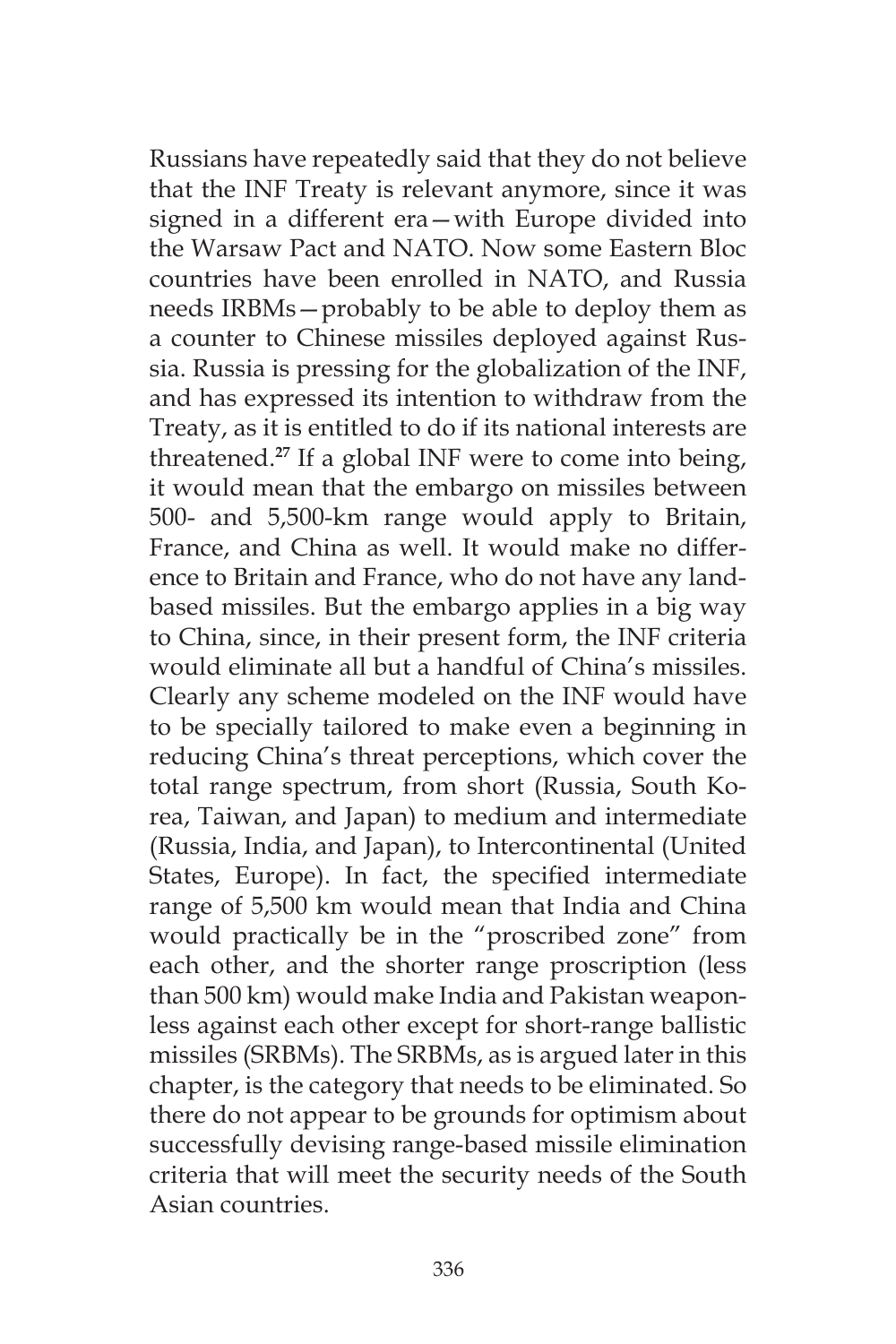Russians have repeatedly said that they do not believe that the INF Treaty is relevant anymore, since it was signed in a different era—with Europe divided into the Warsaw Pact and NATO. Now some Eastern Bloc countries have been enrolled in NATO, and Russia needs IRBMs—probably to be able to deploy them as a counter to Chinese missiles deployed against Russia. Russia is pressing for the globalization of the INF, and has expressed its intention to withdraw from the Treaty, as it is entitled to do if its national interests are threatened.[27] If a global INF were to come into being, it would mean that the embargo on missiles between 500- and 5,500-km range would apply to Britain, France, and China as well. It would make no difference to Britain and France, who do not have any land-based missiles. But the embargo applies in a big way to China, since, in their present form, the INF criteria would eliminate all but a handful of China's missiles. Clearly any scheme modeled on the INF would have to be specially tailored to make even a beginning in reducing China's threat perceptions, which cover the total range spectrum, from short (Russia, South Korea, Taiwan, and Japan) to medium and intermediate (Russia, India, and Japan), to Intercontinental (United States, Europe). In fact, the specified intermediate range of 5,500 km would mean that India and China would practically be in the "proscribed zone" from each other, and the shorter range proscription (less than 500 km) would make India and Pakistan weaponless against each other except for short-range ballistic missiles (SRBMs). The SRBMs, as is argued later in this chapter, is the category that needs to be eliminated. So there do not appear to be grounds for optimism about successfully devising range-based missile elimination criteria that will meet the security needs of the South Asian countries.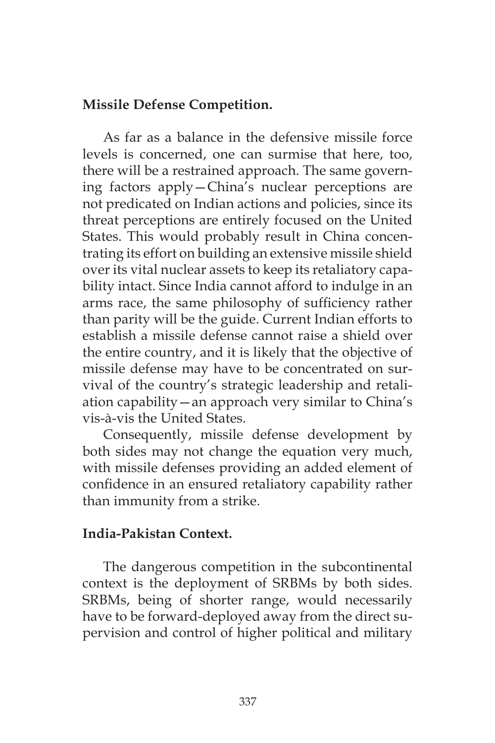**Missile Defense Competition.**

As far as a balance in the defensive missile force levels is concerned, one can surmise that here, too, there will be a restrained approach. The same governing factors apply—China's nuclear perceptions are not predicated on Indian actions and policies, since its threat perceptions are entirely focused on the United States. This would probably result in China concentrating its effort on building an extensive missile shield over its vital nuclear assets to keep its retaliatory capability intact. Since India cannot afford to indulge in an arms race, the same philosophy of sufficiency rather than parity will be the guide. Current Indian efforts to establish a missile defense cannot raise a shield over the entire country, and it is likely that the objective of missile defense may have to be concentrated on survival of the country's strategic leadership and retaliation capability—an approach very similar to China's vis-à-vis the United States.

Consequently, missile defense development by both sides may not change the equation very much, with missile defenses providing an added element of confidence in an ensured retaliatory capability rather than immunity from a strike.

**India-Pakistan Context.**

The dangerous competition in the subcontinental context is the deployment of SRBMs by both sides. SRBMs, being of shorter range, would necessarily have to be forward-deployed away from the direct supervision and control of higher political and military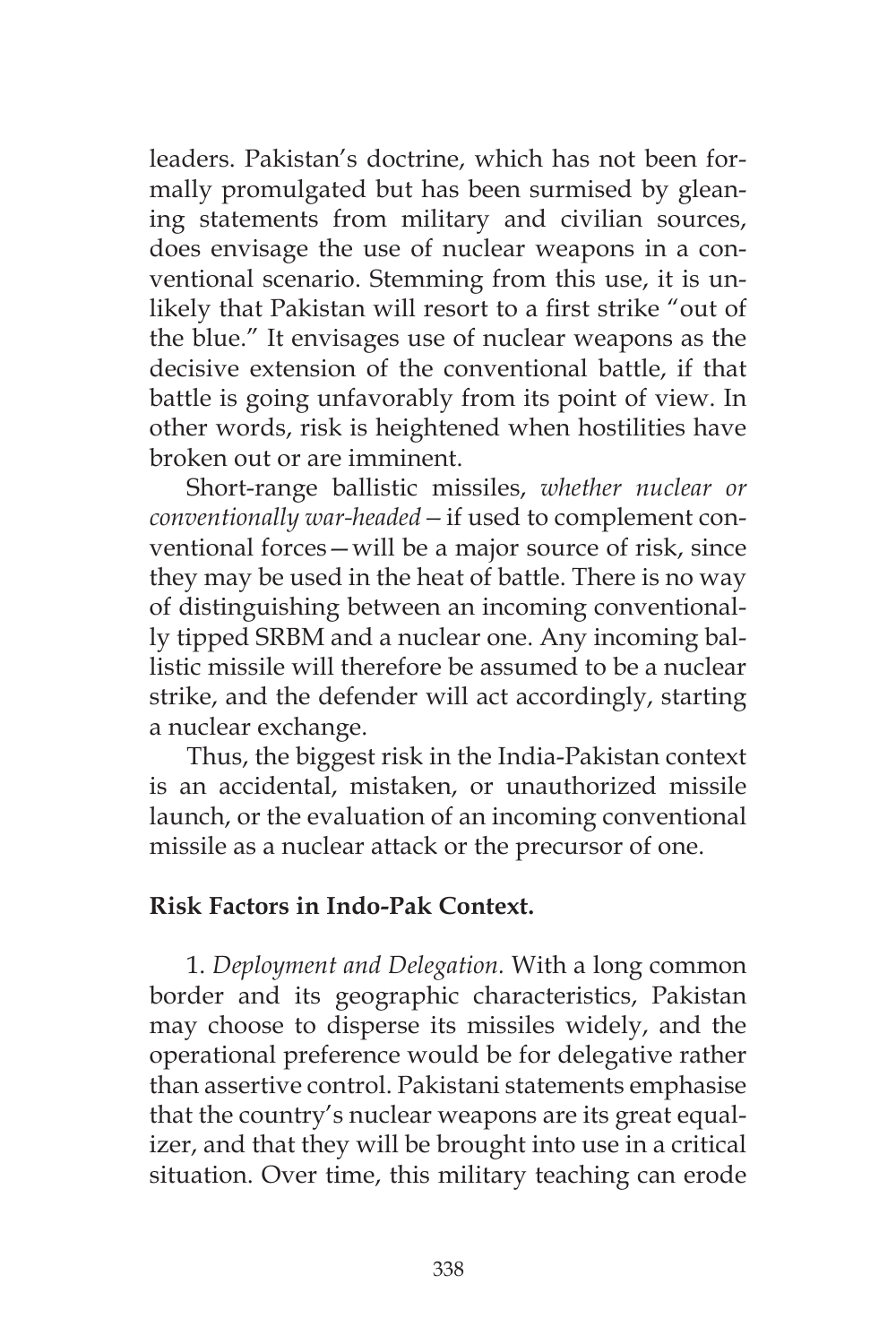leaders. Pakistan's doctrine, which has not been formally promulgated but has been surmised by gleaning statements from military and civilian sources, does envisage the use of nuclear weapons in a conventional scenario. Stemming from this use, it is unlikely that Pakistan will resort to a first strike "out of the blue." It envisages use of nuclear weapons as the decisive extension of the conventional battle, if that battle is going unfavorably from its point of view. In other words, risk is heightened when hostilities have broken out or are imminent.

Short-range ballistic missiles, *whether nuclear or conventionally war-headed*—if used to complement conventional forces—will be a major source of risk, since they may be used in the heat of battle. There is no way of distinguishing between an incoming conventionally tipped SRBM and a nuclear one. Any incoming ballistic missile will therefore be assumed to be a nuclear strike, and the defender will act accordingly, starting a nuclear exchange.

Thus, the biggest risk in the India-Pakistan context is an accidental, mistaken, or unauthorized missile launch, or the evaluation of an incoming conventional missile as a nuclear attack or the precursor of one.

**Risk Factors in Indo-Pak Context.**

1. *Deployment and Delegation.* With a long common border and its geographic characteristics, Pakistan may choose to disperse its missiles widely, and the operational preference would be for delegative rather than assertive control. Pakistani statements emphasise that the country's nuclear weapons are its great equalizer, and that they will be brought into use in a critical situation. Over time, this military teaching can erode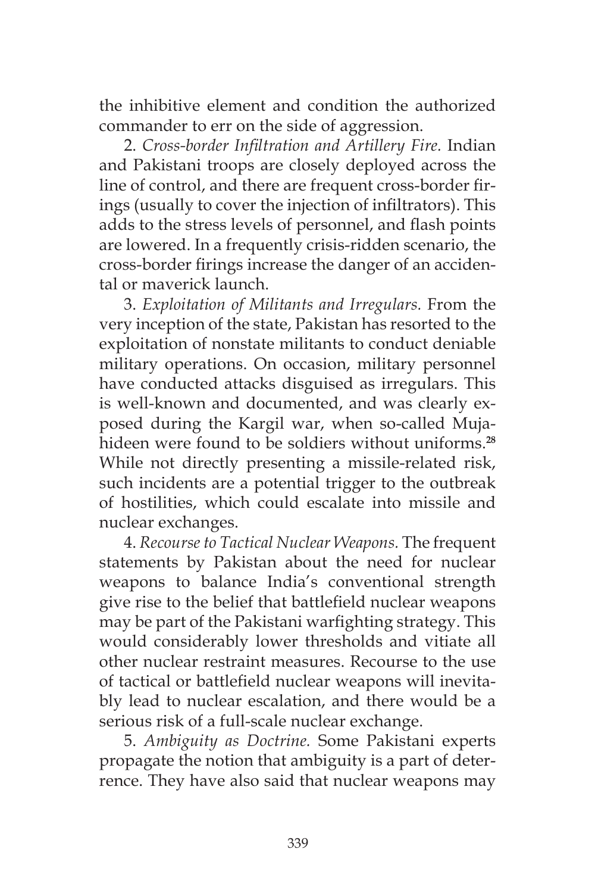the inhibitive element and condition the authorized commander to err on the side of aggression.

2. *Cross-border Infiltration and Artillery Fire.* Indian and Pakistani troops are closely deployed across the line of control, and there are frequent cross-border firings (usually to cover the injection of infiltrators). This adds to the stress levels of personnel, and flash points are lowered. In a frequently crisis-ridden scenario, the cross-border firings increase the danger of an accidental or maverick launch.

3. *Exploitation of Militants and Irregulars.* From the very inception of the state, Pakistan has resorted to the exploitation of nonstate militants to conduct deniable military operations. On occasion, military personnel have conducted attacks disguised as irregulars. This is well-known and documented, and was clearly exposed during the Kargil war, when so-called Mujahideen were found to be soldiers without uniforms.[28] While not directly presenting a missile-related risk, such incidents are a potential trigger to the outbreak of hostilities, which could escalate into missile and nuclear exchanges.

4. *Recourse to Tactical Nuclear Weapons.* The frequent statements by Pakistan about the need for nuclear weapons to balance India's conventional strength give rise to the belief that battlefield nuclear weapons may be part of the Pakistani warfighting strategy. This would considerably lower thresholds and vitiate all other nuclear restraint measures. Recourse to the use of tactical or battlefield nuclear weapons will inevitably lead to nuclear escalation, and there would be a serious risk of a full-scale nuclear exchange.

5. *Ambiguity as Doctrine.* Some Pakistani experts propagate the notion that ambiguity is a part of deterrence. They have also said that nuclear weapons may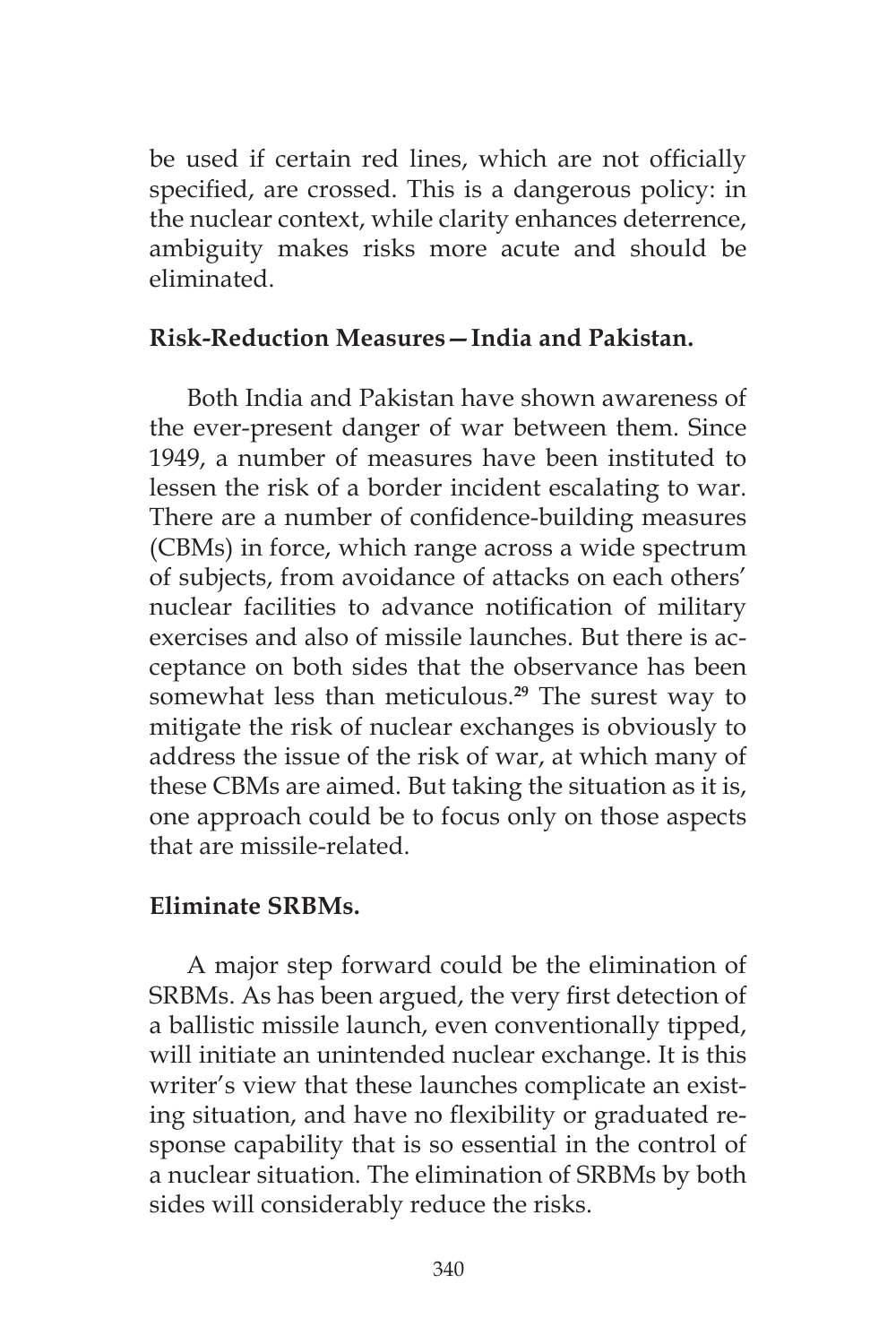be used if certain red lines, which are not officially specified, are crossed. This is a dangerous policy: in the nuclear context, while clarity enhances deterrence, ambiguity makes risks more acute and should be eliminated.

**Risk-Reduction Measures—India and Pakistan.**

Both India and Pakistan have shown awareness of the ever-present danger of war between them. Since 1949, a number of measures have been instituted to lessen the risk of a border incident escalating to war. There are a number of confidence-building measures (CBMs) in force, which range across a wide spectrum of subjects, from avoidance of attacks on each others' nuclear facilities to advance notification of military exercises and also of missile launches. But there is acceptance on both sides that the observance has been somewhat less than meticulous.[29] The surest way to mitigate the risk of nuclear exchanges is obviously to address the issue of the risk of war, at which many of these CBMs are aimed. But taking the situation as it is, one approach could be to focus only on those aspects that are missile-related.

**Eliminate SRBMs.**

A major step forward could be the elimination of SRBMs. As has been argued, the very first detection of a ballistic missile launch, even conventionally tipped, will initiate an unintended nuclear exchange. It is this writer's view that these launches complicate an existing situation, and have no flexibility or graduated response capability that is so essential in the control of a nuclear situation. The elimination of SRBMs by both sides will considerably reduce the risks.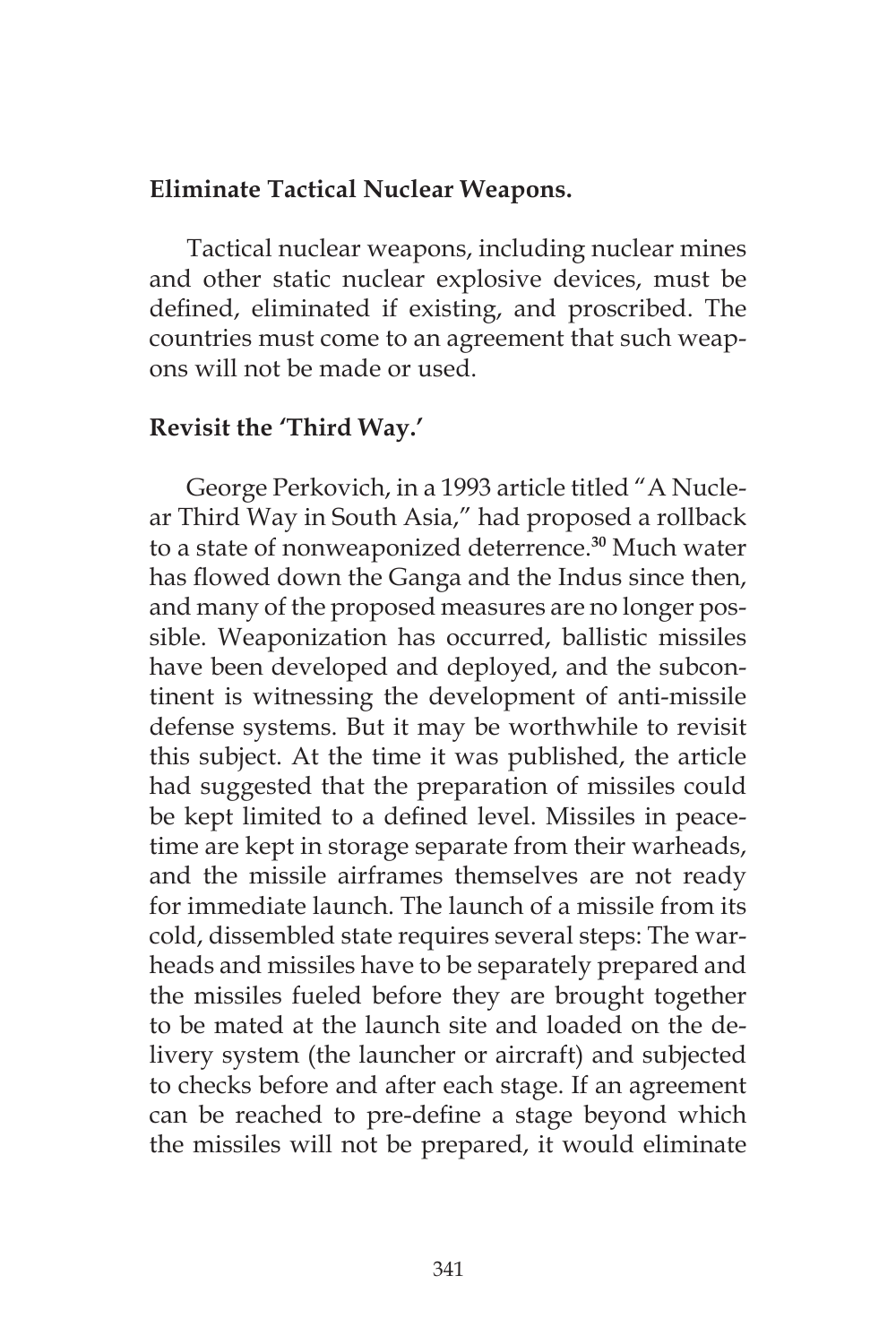**Eliminate Tactical Nuclear Weapons.**

Tactical nuclear weapons, including nuclear mines and other static nuclear explosive devices, must be defined, eliminated if existing, and proscribed. The countries must come to an agreement that such weapons will not be made or used.

**Revisit the 'Third Way.'**

George Perkovich, in a 1993 article titled "A Nuclear Third Way in South Asia," had proposed a rollback to a state of nonweaponized deterrence.[30] Much water has flowed down the Ganga and the Indus since then, and many of the proposed measures are no longer possible. Weaponization has occurred, ballistic missiles have been developed and deployed, and the subcontinent is witnessing the development of anti-missile defense systems. But it may be worthwhile to revisit this subject. At the time it was published, the article had suggested that the preparation of missiles could be kept limited to a defined level. Missiles in peacetime are kept in storage separate from their warheads, and the missile airframes themselves are not ready for immediate launch. The launch of a missile from its cold, dissembled state requires several steps: The warheads and missiles have to be separately prepared and the missiles fueled before they are brought together to be mated at the launch site and loaded on the delivery system (the launcher or aircraft) and subjected to checks before and after each stage. If an agreement can be reached to pre-define a stage beyond which the missiles will not be prepared, it would eliminate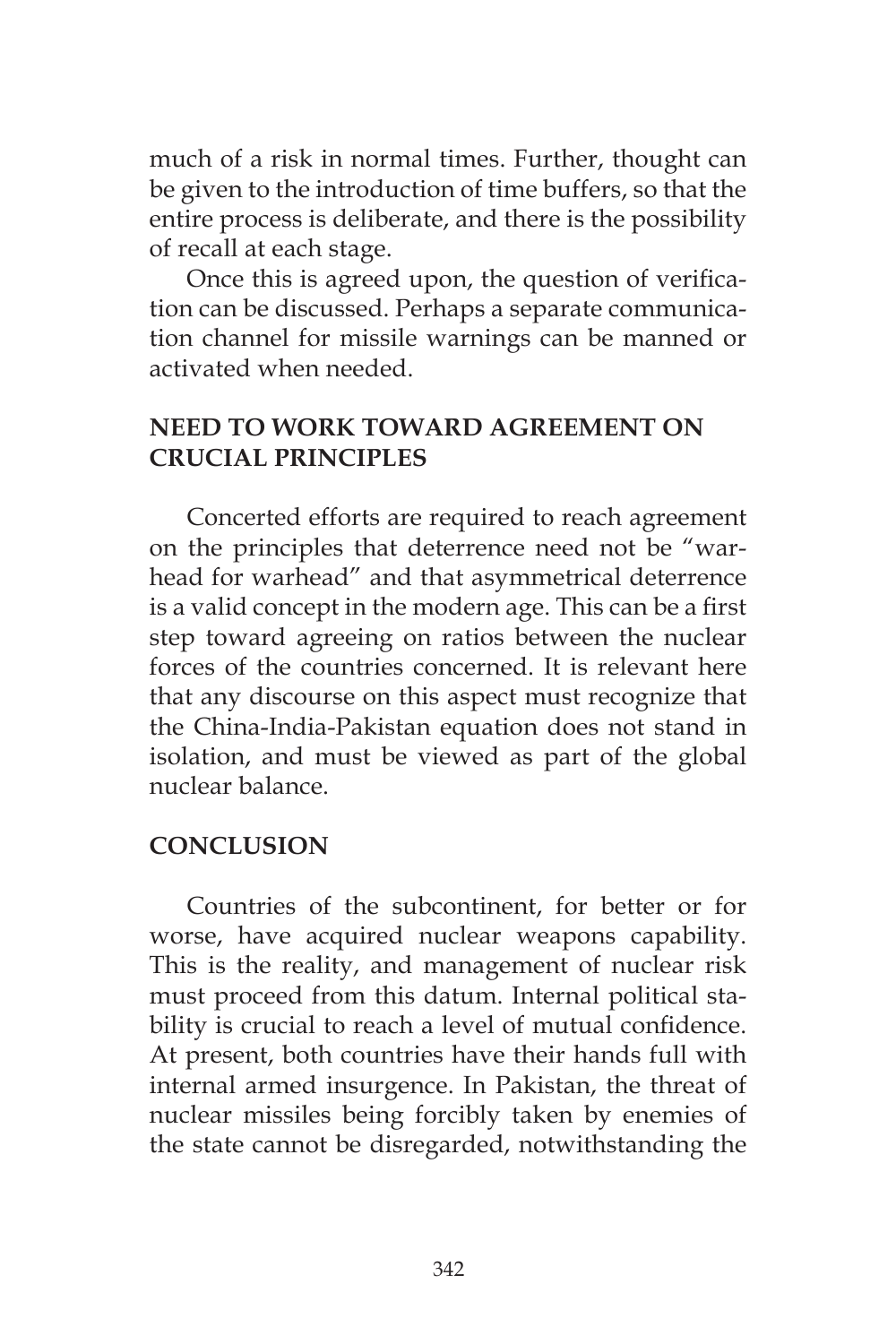much of a risk in normal times. Further, thought can be given to the introduction of time buffers, so that the entire process is deliberate, and there is the possibility of recall at each stage.

Once this is agreed upon, the question of verification can be discussed. Perhaps a separate communication channel for missile warnings can be manned or activated when needed.

## NEED TO WORK TOWARD AGREEMENT ON CRUCIAL PRINCIPLES

Concerted efforts are required to reach agreement on the principles that deterrence need not be "warhead for warhead" and that asymmetrical deterrence is a valid concept in the modern age. This can be a first step toward agreeing on ratios between the nuclear forces of the countries concerned. It is relevant here that any discourse on this aspect must recognize that the China-India-Pakistan equation does not stand in isolation, and must be viewed as part of the global nuclear balance.

## CONCLUSION

Countries of the subcontinent, for better or for worse, have acquired nuclear weapons capability. This is the reality, and management of nuclear risk must proceed from this datum. Internal political stability is crucial to reach a level of mutual confidence. At present, both countries have their hands full with internal armed insurgence. In Pakistan, the threat of nuclear missiles being forcibly taken by enemies of the state cannot be disregarded, notwithstanding the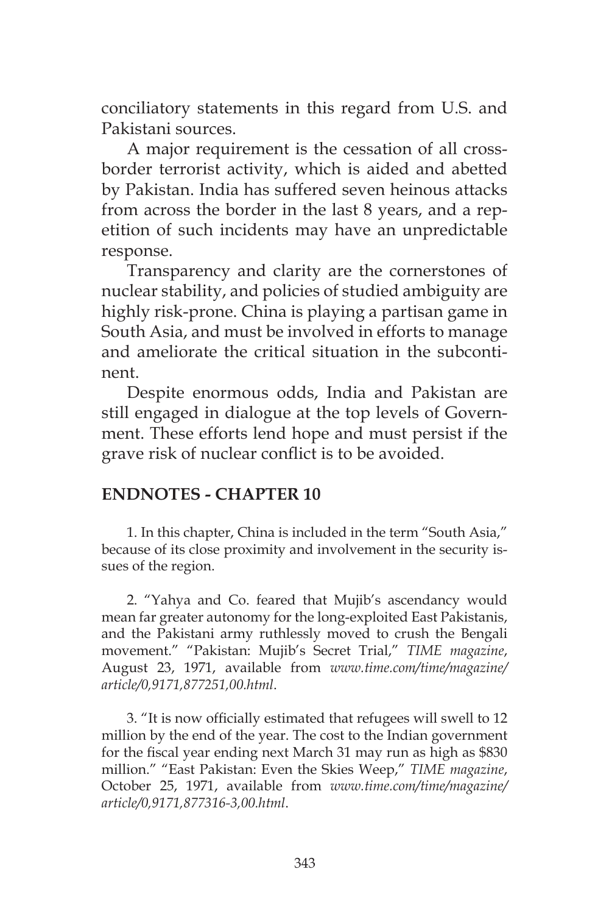conciliatory statements in this regard from U.S. and Pakistani sources.

A major requirement is the cessation of all cross-border terrorist activity, which is aided and abetted by Pakistan. India has suffered seven heinous attacks from across the border in the last 8 years, and a repetition of such incidents may have an unpredictable response.

Transparency and clarity are the cornerstones of nuclear stability, and policies of studied ambiguity are highly risk-prone. China is playing a partisan game in South Asia, and must be involved in efforts to manage and ameliorate the critical situation in the subcontinent.

Despite enormous odds, India and Pakistan are still engaged in dialogue at the top levels of Government. These efforts lend hope and must persist if the grave risk of nuclear conflict is to be avoided.

## ENDNOTES - CHAPTER 10

1. In this chapter, China is included in the term "South Asia," because of its close proximity and involvement in the security issues of the region.

2. "Yahya and Co. feared that Mujib's ascendancy would mean far greater autonomy for the long-exploited East Pakistanis, and the Pakistani army ruthlessly moved to crush the Bengali movement." "Pakistan: Mujib's Secret Trial," *TIME magazine*, August 23, 1971, available from *www.time.com/time/magazine/article/0,9171,877251,00.html*.

3. "It is now officially estimated that refugees will swell to 12 million by the end of the year. The cost to the Indian government for the fiscal year ending next March 31 may run as high as $830 million." "East Pakistan: Even the Skies Weep," *TIME magazine*, October 25, 1971, available from *www.time.com/time/magazine/article/0,9171,877316-3,00.html*.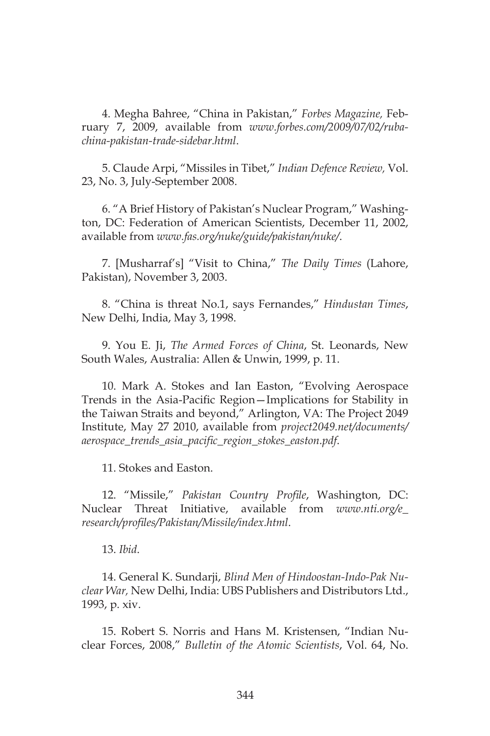4. Megha Bahree, "China in Pakistan," *Forbes Magazine,* February 7, 2009, available from *www.forbes.com/2009/07/02/ruba-china-pakistan-trade-sidebar.html*.

5. Claude Arpi, "Missiles in Tibet," *Indian Defence Review,* Vol. 23, No. 3, July-September 2008.

6. "A Brief History of Pakistan's Nuclear Program," Washington, DC: Federation of American Scientists, December 11, 2002, available from *www.fas.org/nuke/guide/pakistan/nuke/*.

7. [Musharraf's] "Visit to China," *The Daily Times* (Lahore, Pakistan), November 3, 2003.

8. "China is threat No.1, says Fernandes," *Hindustan Times*, New Delhi, India, May 3, 1998.

9. You E. Ji, *The Armed Forces of China*, St. Leonards, New South Wales, Australia: Allen & Unwin, 1999, p. 11.

10. Mark A. Stokes and Ian Easton, "Evolving Aerospace Trends in the Asia-Pacific Region—Implications for Stability in the Taiwan Straits and beyond," Arlington, VA: The Project 2049 Institute, May 27 2010, available from *project2049.net/documents/aerospace_trends_asia_pacific_region_stokes_easton.pdf*.

11. Stokes and Easton.

12. "Missile," *Pakistan Country Profile*, Washington, DC: Nuclear Threat Initiative, available from *www.nti.org/e_research/profiles/Pakistan/Missile/index.html*.

13. *Ibid*.

14. General K. Sundarji, *Blind Men of Hindoostan-Indo-Pak Nuclear War,* New Delhi, India: UBS Publishers and Distributors Ltd., 1993, p. xiv.

15. Robert S. Norris and Hans M. Kristensen, "Indian Nuclear Forces, 2008," *Bulletin of the Atomic Scientists*, Vol. 64, No.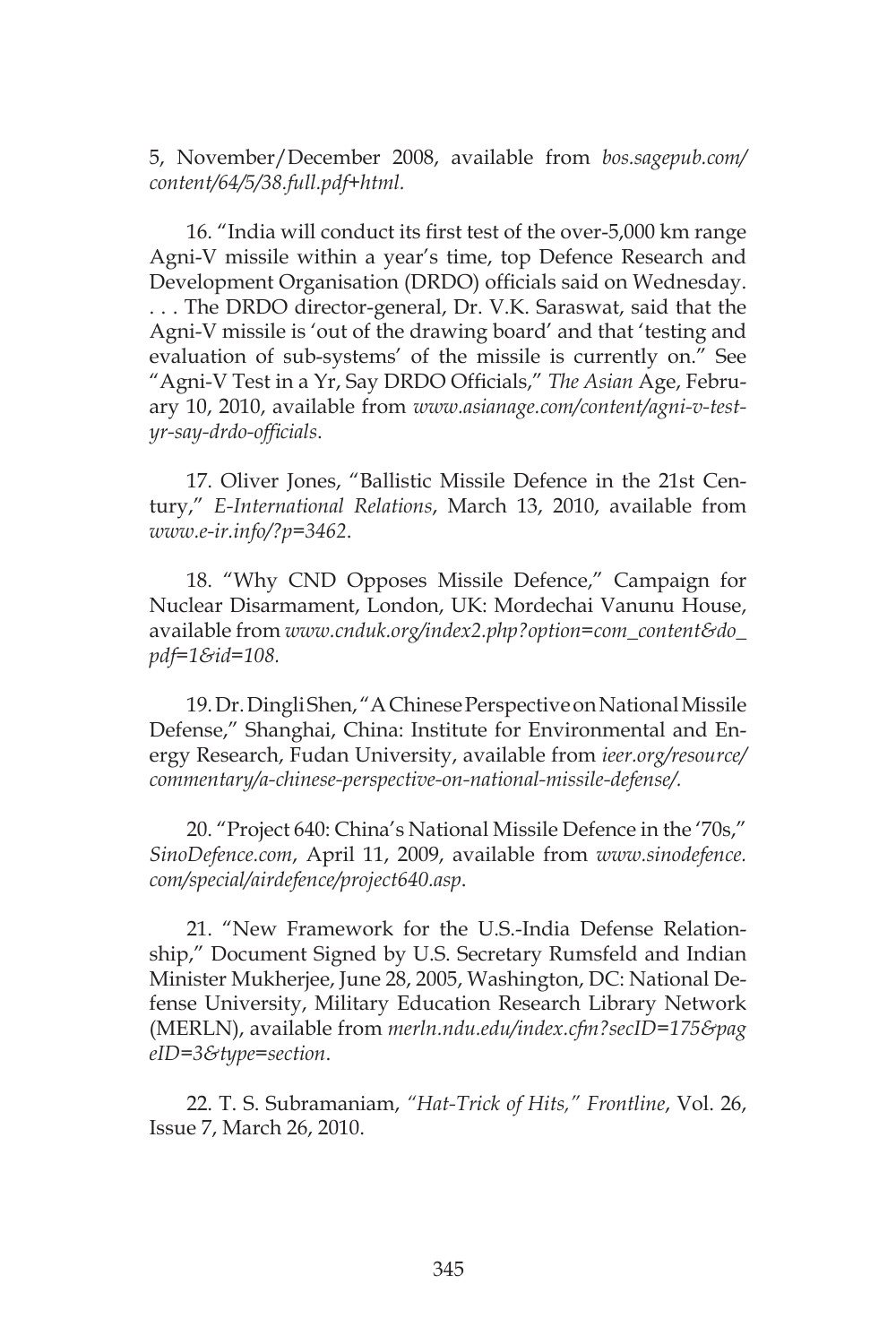5, November/December 2008, available from *bos.sagepub.com/content/64/5/38.full.pdf+html*.

16. "India will conduct its first test of the over-5,000 km range Agni-V missile within a year's time, top Defence Research and Development Organisation (DRDO) officials said on Wednesday. . . . The DRDO director-general, Dr. V.K. Saraswat, said that the Agni-V missile is 'out of the drawing board' and that 'testing and evaluation of sub-systems' of the missile is currently on." See "Agni-V Test in a Yr, Say DRDO Officials," *The Asian* Age, February 10, 2010, available from *www.asianage.com/content/agni-v-test-yr-say-drdo-officials*.

17. Oliver Jones, "Ballistic Missile Defence in the 21st Century," *E-International Relations*, March 13, 2010, available from *www.e-ir.info/?p=3462*.

18. "Why CND Opposes Missile Defence," Campaign for Nuclear Disarmament, London, UK: Mordechai Vanunu House, available from *www.cnduk.org/index2.php?option=com_content&do_pdf=1&id=108*.

19. Dr. Dingli Shen, "A Chinese Perspective on National Missile Defense," Shanghai, China: Institute for Environmental and Energy Research, Fudan University, available from *ieer.org/resource/commentary/a-chinese-perspective-on-national-missile-defense/*.

20. "Project 640: China's National Missile Defence in the '70s," *SinoDefence.com*, April 11, 2009, available from *www.sinodefence.com/special/airdefence/project640.asp*.

21. "New Framework for the U.S.-India Defense Relationship," Document Signed by U.S. Secretary Rumsfeld and Indian Minister Mukherjee, June 28, 2005, Washington, DC: National Defense University, Military Education Research Library Network (MERLN), available from *merln.ndu.edu/index.cfm?secID=175&pageID=3&type=section*.

22. T. S. Subramaniam, *"Hat-Trick of Hits," Frontline*, Vol. 26, Issue 7, March 26, 2010.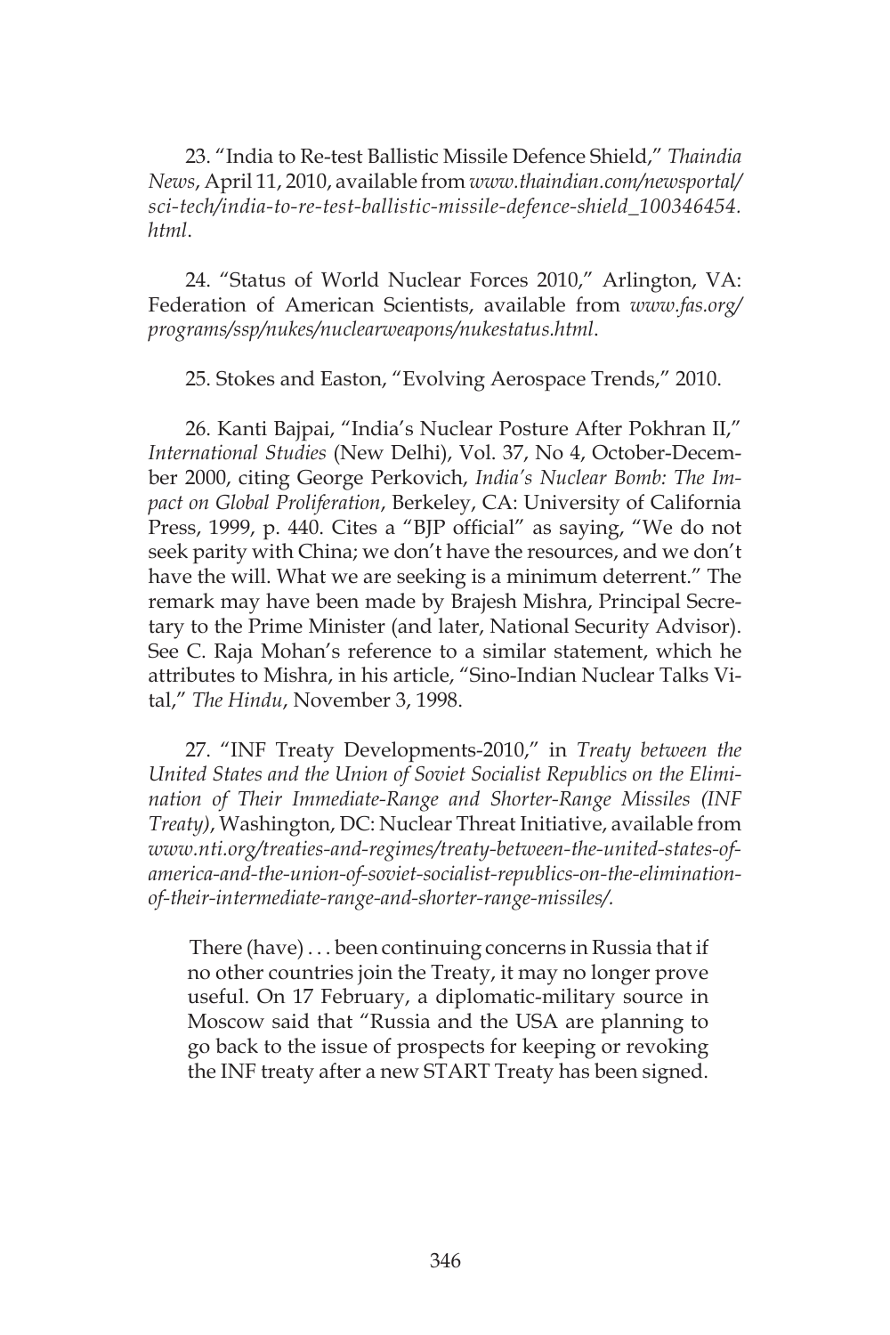23. "India to Re-test Ballistic Missile Defence Shield," *Thaindia News*, April 11, 2010, available from *www.thaindian.com/newsportal/sci-tech/india-to-re-test-ballistic-missile-defence-shield_100346454.html*.

24. "Status of World Nuclear Forces 2010," Arlington, VA: Federation of American Scientists, available from *www.fas.org/programs/ssp/nukes/nuclearweapons/nukestatus.html*.

25. Stokes and Easton, "Evolving Aerospace Trends," 2010.

26. Kanti Bajpai, "India's Nuclear Posture After Pokhran II," *International Studies* (New Delhi), Vol. 37, No 4, October-December 2000, citing George Perkovich, *India's Nuclear Bomb: The Impact on Global Proliferation*, Berkeley, CA: University of California Press, 1999, p. 440. Cites a "BJP official" as saying, "We do not seek parity with China; we don't have the resources, and we don't have the will. What we are seeking is a minimum deterrent." The remark may have been made by Brajesh Mishra, Principal Secretary to the Prime Minister (and later, National Security Advisor). See C. Raja Mohan's reference to a similar statement, which he attributes to Mishra, in his article, "Sino-Indian Nuclear Talks Vital," *The Hindu*, November 3, 1998.

27. "INF Treaty Developments-2010," in *Treaty between the United States and the Union of Soviet Socialist Republics on the Elimination of Their Immediate-Range and Shorter-Range Missiles (INF Treaty)*, Washington, DC: Nuclear Threat Initiative, available from *www.nti.org/treaties-and-regimes/treaty-between-the-united-states-of-america-and-the-union-of-soviet-socialist-republics-on-the-elimination-of-their-intermediate-range-and-shorter-range-missiles/.*

> There (have) . . . been continuing concerns in Russia that if no other countries join the Treaty, it may no longer prove useful. On 17 February, a diplomatic-military source in Moscow said that "Russia and the USA are planning to go back to the issue of prospects for keeping or revoking the INF treaty after a new START Treaty has been signed.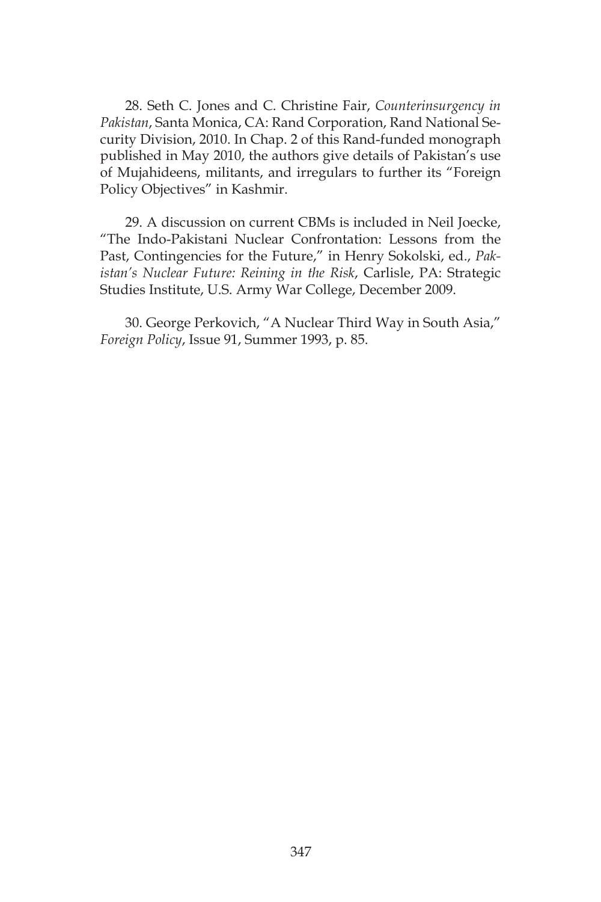28. Seth C. Jones and C. Christine Fair, *Counterinsurgency in Pakistan*, Santa Monica, CA: Rand Corporation, Rand National Security Division, 2010. In Chap. 2 of this Rand-funded monograph published in May 2010, the authors give details of Pakistan's use of Mujahideens, militants, and irregulars to further its "Foreign Policy Objectives" in Kashmir.

29. A discussion on current CBMs is included in Neil Joecke, "The Indo-Pakistani Nuclear Confrontation: Lessons from the Past, Contingencies for the Future," in Henry Sokolski, ed., *Pakistan's Nuclear Future: Reining in the Risk*, Carlisle, PA: Strategic Studies Institute, U.S. Army War College, December 2009.

30. George Perkovich, "A Nuclear Third Way in South Asia," *Foreign Policy*, Issue 91, Summer 1993, p. 85.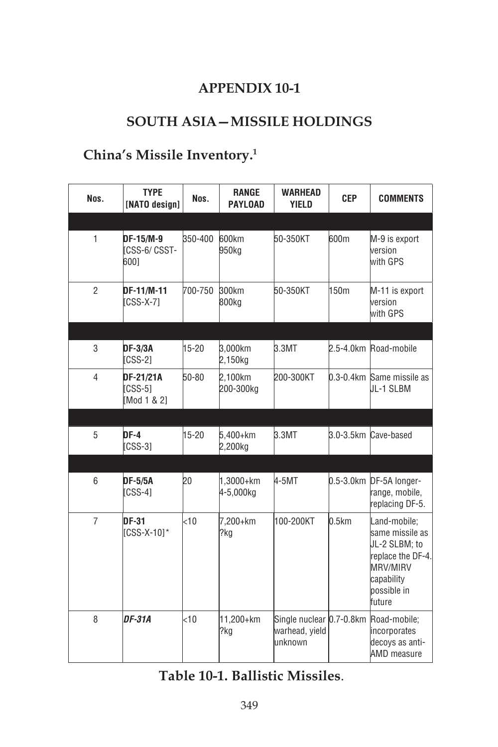# APPENDIX 10-1

## SOUTH ASIA—MISSILE HOLDINGS

### China's Missile Inventory.[1]

| Nos. | TYPE [NATO design] | Nos. | RANGE PAYLOAD | WARHEAD YIELD | CEP | COMMENTS |
|---|---|---|---|---|---|---|
| | | | | | | |
| 1 | **DF-15/M-9** [CSS-6/ CSST-600] | 350-400 | 600km 950kg | 50-350KT | 600m | M-9 is export version with GPS |
| 2 | **DF-11/M-11** [CSS-X-7] | 700-750 | 300km 800kg | 50-350KT | 150m | M-11 is export version with GPS |
| | | | | | | |
| 3 | **DF-3/3A** [CSS-2] | 15-20 | 3,000km 2,150kg | 3.3MT | 2.5-4.0km | Road-mobile |
| 4 | **DF-21/21A** [CSS-5] [Mod 1 & 2] | 50-80 | 2,100km 200-300kg | 200-300KT | 0.3-0.4km | Same missile as JL-1 SLBM |
| | | | | | | |
| 5 | **DF-4** [CSS-3] | 15-20 | 5,400+km 2,200kg | 3.3MT | 3.0-3.5km | Cave-based |
| | | | | | | |
| 6 | **DF-5/5A** [CSS-4] | 20 | 1,3000+km 4-5,000kg | 4-5MT | 0.5-3.0km | DF-5A longer-range, mobile, replacing DF-5. |
| 7 | **DF-31** [CSS-X-10]* | <10 | 7,200+km ?kg | 100-200KT | 0.5km | Land-mobile; same missile as JL-2 SLBM; to replace the DF-4. MRV/MIRV capability possible in future |
| 8 | ***DF-31A*** | <10 | 11,200+km ?kg | Single nuclear warhead, yield unknown | 0.7-0.8km | Road-mobile; incorporates decoys as anti-AMD measure |

**Table 10-1. Ballistic Missiles**.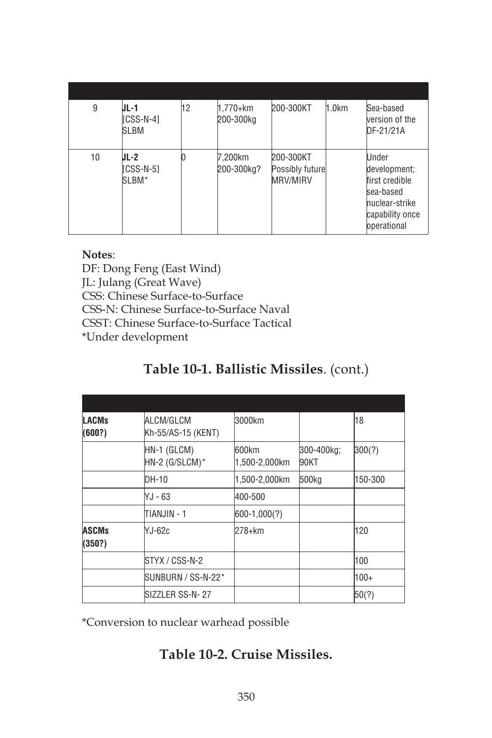| | | | | | | |
|---|---|---|---|---|---|---|
| 9 | **JL-1** [CSS-N-4] SLBM | 12 | 1,770+km 200-300kg | 200-300KT | 1.0km | Sea-based version of the DF-21/21A |
| 10 | **JL-2** [CSS-N-5] SLBM* | 0 | 7,200km 200-300kg? | 200-300KT Possibly future MRV/MIRV | | Under development; first credible sea-based nuclear-strike capability once operational |

**Notes**:
DF: Dong Feng (East Wind)
JL: Julang (Great Wave)
CSS: Chinese Surface-to-Surface
CSS-N: Chinese Surface-to-Surface Naval
CSST: Chinese Surface-to-Surface Tactical
*Under development

**Table 10-1. Ballistic Missiles**. (cont.)

| | | | | |
|---|---|---|---|---|
| **LACMs (600?)** | ALCM/GLCM Kh-55/AS-15 (KENT) | 3000km | | 18 |
| | HN-1 (GLCM) HN-2 (G/SLCM)* | 600km 1,500-2,000km | 300-400kg; 90KT | 300(?) |
| | DH-10 | 1,500-2,000km | 500kg | 150-300 |
| | YJ - 63 | 400-500 | | |
| | TIANJIN - 1 | 600-1,000(?) | | |
| **ASCMs (350?)** | YJ-62c | 278+km | | 120 |
| | STYX / CSS-N-2 | | | 100 |
| | SUNBURN / SS-N-22* | | | 100+ |
| | SIZZLER SS-N- 27 | | | 50(?) |

*Conversion to nuclear warhead possible

**Table 10-2. Cruise Missiles.**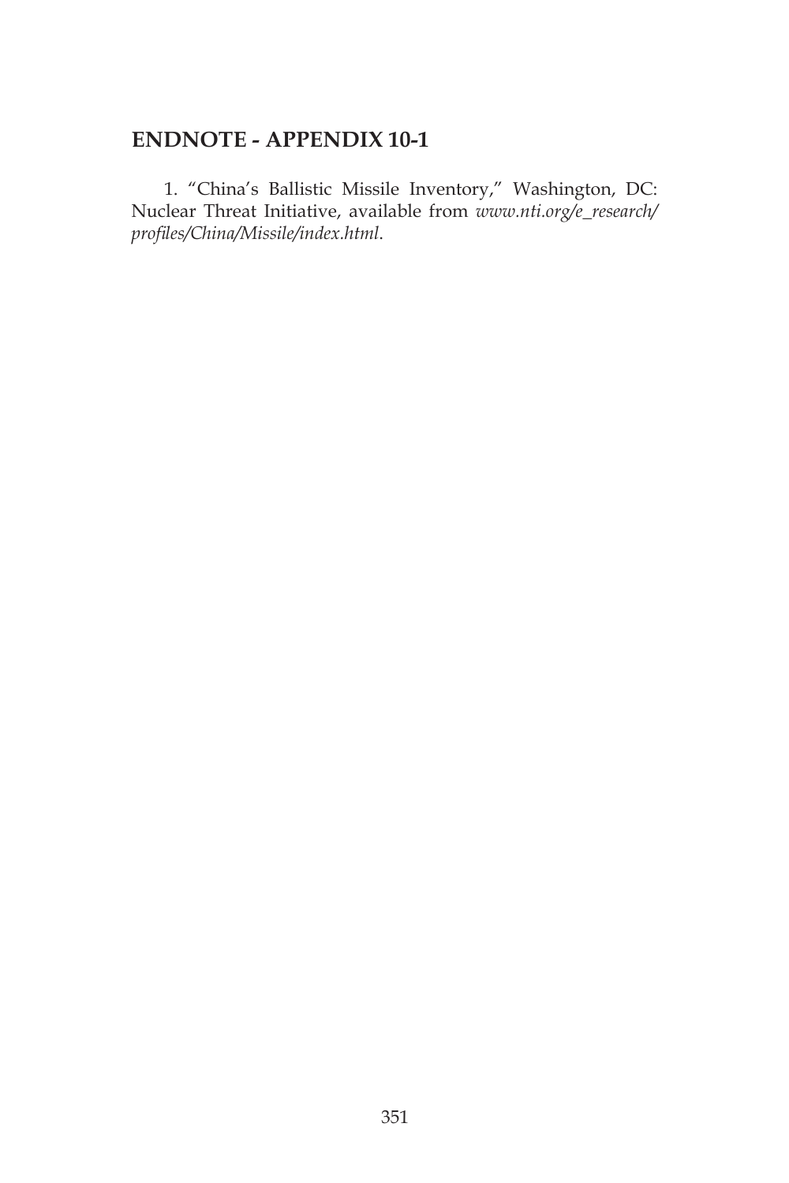## ENDNOTE - APPENDIX 10-1

1. "China's Ballistic Missile Inventory," Washington, DC: Nuclear Threat Initiative, available from *www.nti.org/e_research/profiles/China/Missile/index.html*.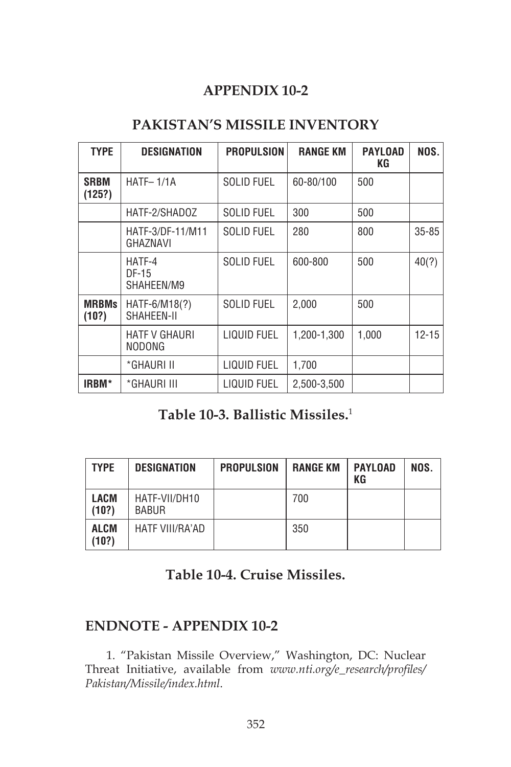## APPENDIX 10-2

## PAKISTAN'S MISSILE INVENTORY

| TYPE | DESIGNATION | PROPULSION | RANGE KM | PAYLOAD KG | NOS. |
|---|---|---|---|---|---|
| **SRBM (125?)** | HATF– 1/1A | SOLID FUEL | 60-80/100 | 500 | |
| | HATF-2/SHADOZ | SOLID FUEL | 300 | 500 | |
| | HATF-3/DF-11/M11 GHAZNAVI | SOLID FUEL | 280 | 800 | 35-85 |
| | HATF-4 DF-15 SHAHEEN/M9 | SOLID FUEL | 600-800 | 500 | 40(?) |
| **MRBMs (10?)** | HATF-6/M18(?) SHAHEEN-II | SOLID FUEL | 2,000 | 500 | |
| | HATF V GHAURI NODONG | LIQUID FUEL | 1,200-1,300 | 1,000 | 12-15 |
| | *GHAURI II | LIQUID FUEL | 1,700 | | |
| **IRBM*** | *GHAURI III | LIQUID FUEL | 2,500-3,500 | | |

**Table 10-3. Ballistic Missiles.**[1]

| TYPE | DESIGNATION | PROPULSION | RANGE KM | PAYLOAD KG | NOS. |
|---|---|---|---|---|---|
| **LACM (10?)** | HATF-VII/DH10 BABUR | | 700 | | |
| **ALCM (10?)** | HATF VIII/RA'AD | | 350 | | |

**Table 10-4. Cruise Missiles.**

## ENDNOTE - APPENDIX 10-2

1. "Pakistan Missile Overview," Washington, DC: Nuclear Threat Initiative, available from *www.nti.org/e_research/profiles/Pakistan/Missile/index.html*.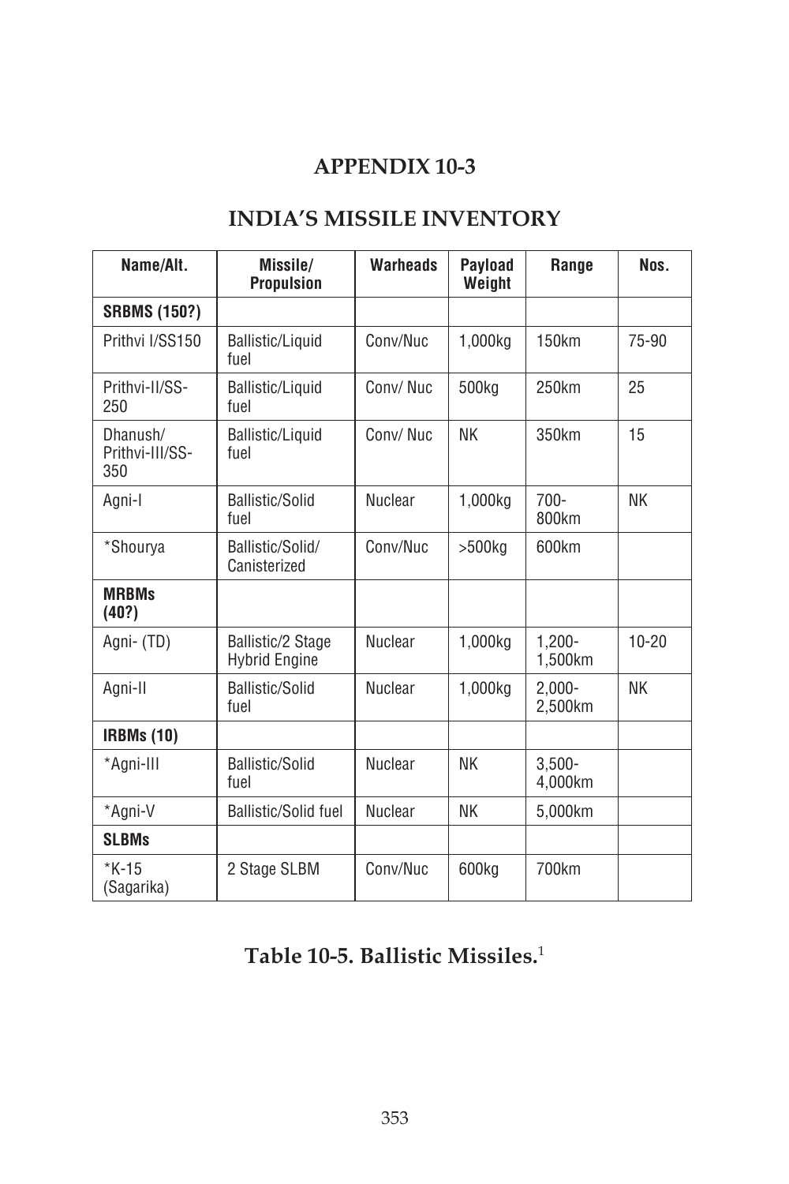# APPENDIX 10-3

## INDIA'S MISSILE INVENTORY

| Name/Alt. | Missile/ Propulsion | Warheads | Payload Weight | Range | Nos. |
|---|---|---|---|---|---|
| **SRBMS (150?)** | | | | | |
| Prithvi I/SS150 | Ballistic/Liquid fuel | Conv/Nuc | 1,000kg | 150km | 75-90 |
| Prithvi-II/SS-250 | Ballistic/Liquid fuel | Conv/ Nuc | 500kg | 250km | 25 |
| Dhanush/ Prithvi-III/SS-350 | Ballistic/Liquid fuel | Conv/ Nuc | NK | 350km | 15 |
| Agni-I | Ballistic/Solid fuel | Nuclear | 1,000kg | 700-800km | NK |
| *Shourya | Ballistic/Solid/ Canisterized | Conv/Nuc | >500kg | 600km | |
| **MRBMs (40?)** | | | | | |
| Agni- (TD) | Ballistic/2 Stage Hybrid Engine | Nuclear | 1,000kg | 1,200-1,500km | 10-20 |
| Agni-II | Ballistic/Solid fuel | Nuclear | 1,000kg | 2,000-2,500km | NK |
| **IRBMs (10)** | | | | | |
| *Agni-III | Ballistic/Solid fuel | Nuclear | NK | 3,500-4,000km | |
| *Agni-V | Ballistic/Solid fuel | Nuclear | NK | 5,000km | |
| **SLBMs** | | | | | |
| *K-15 (Sagarika) | 2 Stage SLBM | Conv/Nuc | 600kg | 700km | |

**Table 10-5. Ballistic Missiles.**[1]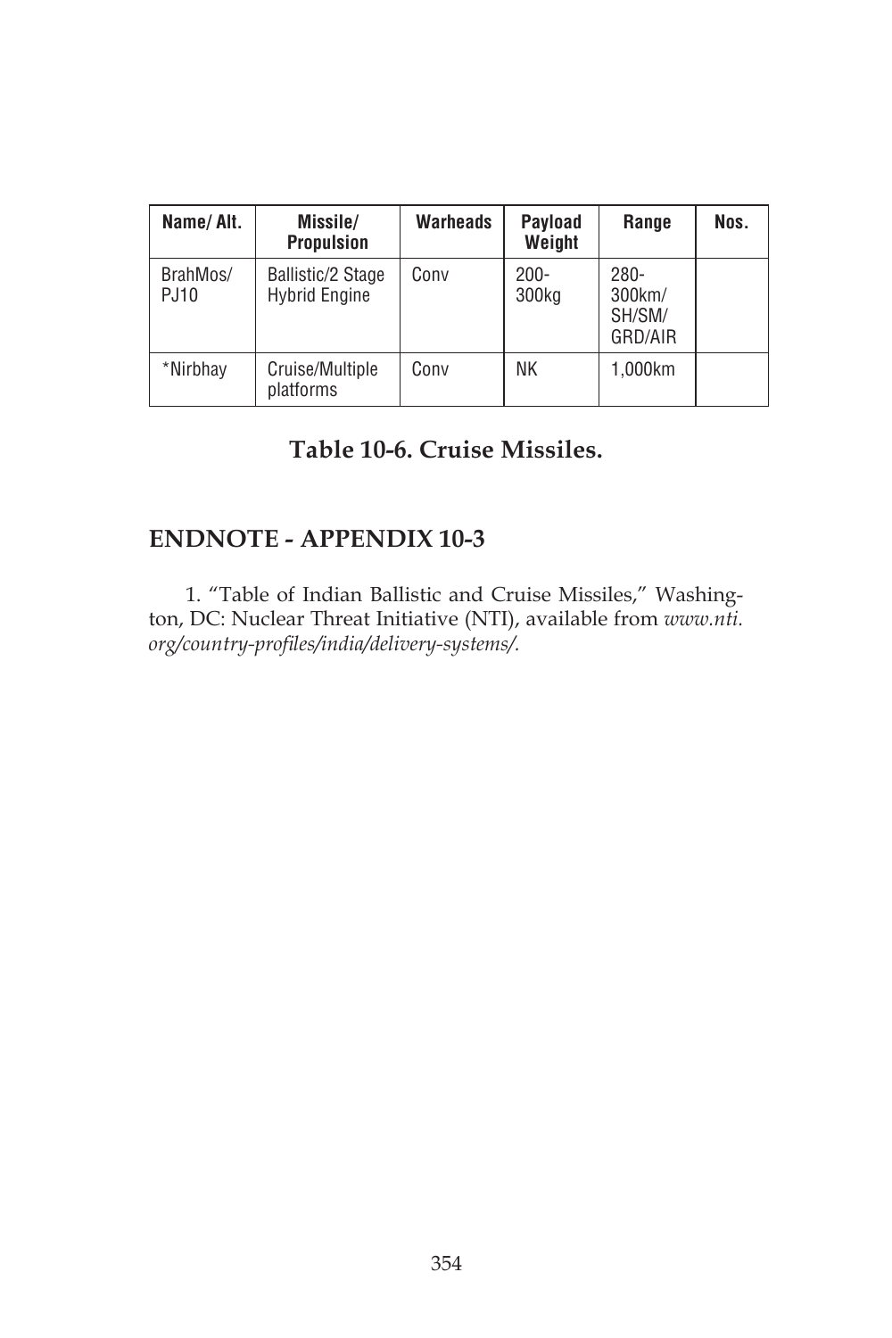| Name/ Alt. | Missile/ Propulsion | Warheads | Payload Weight | Range | Nos. |
|---|---|---|---|---|---|
| BrahMos/ PJ10 | Ballistic/2 Stage Hybrid Engine | Conv | 200-300kg | 280-300km/ SH/SM/ GRD/AIR | |
| *Nirbhay | Cruise/Multiple platforms | Conv | NK | 1,000km | |

**Table 10-6. Cruise Missiles.**

## ENDNOTE - APPENDIX 10-3

1. "Table of Indian Ballistic and Cruise Missiles," Washington, DC: Nuclear Threat Initiative (NTI), available from *www.nti.org/country-profiles/india/delivery-systems/*.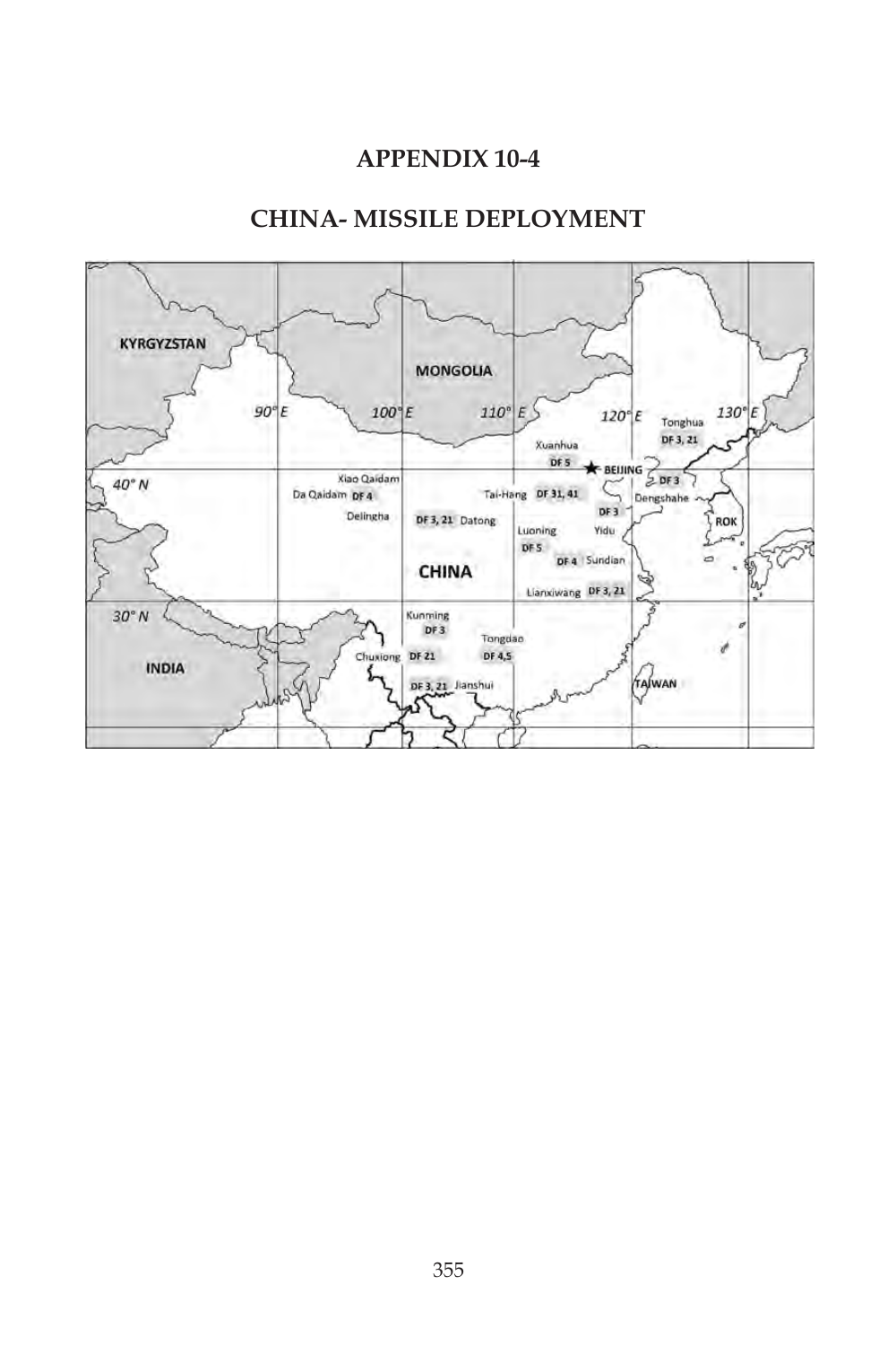# APPENDIX 10-4

## CHINA- MISSILE DEPLOYMENT

KYRGYZSTAN
MONGOLIA
90° E
100° E
110° E
120° E
130° E
Tonghua
DF 3, 21
Xuanhua
DF 5
BEIJING
40° N
Xiao Qaidam
Da Qaidam DF 4
Delingha
Tai-Hang DF 31, 41
DF 3
Dengshahe
DF 3
DF 3, 21 Datong
Luoning
Yidu
ROK
DF 5
DF 4 Sundian
CHINA
Lianxiwang DF 3, 21
30° N
Kunming
DF 3
Tongdao
INDIA
Chuxiong DF 21
DF 4,5
DF 3, 21 Jianshui
TAIWAN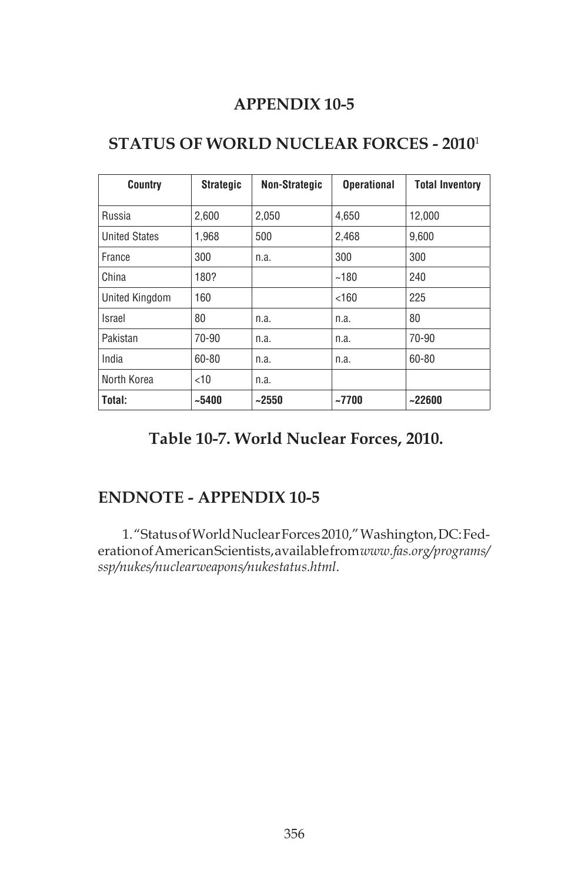# APPENDIX 10-5

## STATUS OF WORLD NUCLEAR FORCES - 2010[1]

| Country | Strategic | Non-Strategic | Operational | Total Inventory |
|---|---|---|---|---|
| Russia | 2,600 | 2,050 | 4,650 | 12,000 |
| United States | 1,968 | 500 | 2,468 | 9,600 |
| France | 300 | n.a. | 300 | 300 |
| China | 180? | | ~180 | 240 |
| United Kingdom | 160 | | <160 | 225 |
| Israel | 80 | n.a. | n.a. | 80 |
| Pakistan | 70-90 | n.a. | n.a. | 70-90 |
| India | 60-80 | n.a. | n.a. | 60-80 |
| North Korea | <10 | n.a. | | |
| **Total:** | **~5400** | **~2550** | **~7700** | **~22600** |

**Table 10-7. World Nuclear Forces, 2010.**

## ENDNOTE - APPENDIX 10-5

1. "Status of World Nuclear Forces 2010," Washington, DC: Federation of American Scientists, available from *www.fas.org/programs/ssp/nukes/nuclearweapons/nukestatus.html*.